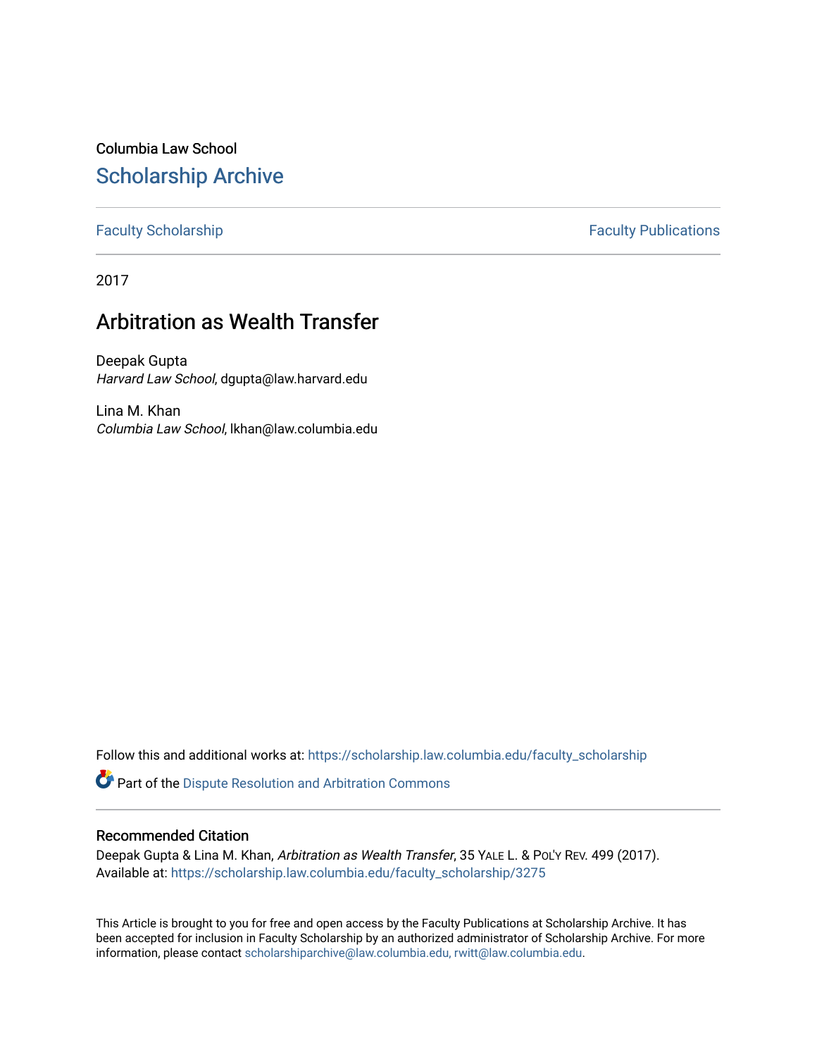Columbia Law School

## Scholarship Archive

Faculty Scholarship | Faculty Publications

2017

# Arbitration as Wealth Transfer

Deepak Gupta
*Harvard Law School*, dgupta@law.harvard.edu

Lina M. Khan
*Columbia Law School*, lkhan@law.columbia.edu

Follow this and additional works at: https://scholarship.law.columbia.edu/faculty_scholarship

Part of the Dispute Resolution and Arbitration Commons

### Recommended Citation

Deepak Gupta & Lina M. Khan, *Arbitration as Wealth Transfer*, 35 YALE L. & POL'Y REV. 499 (2017).
Available at: https://scholarship.law.columbia.edu/faculty_scholarship/3275

This Article is brought to you for free and open access by the Faculty Publications at Scholarship Archive. It has been accepted for inclusion in Faculty Scholarship by an authorized administrator of Scholarship Archive. For more information, please contact scholarshiparchive@law.columbia.edu, rwitt@law.columbia.edu.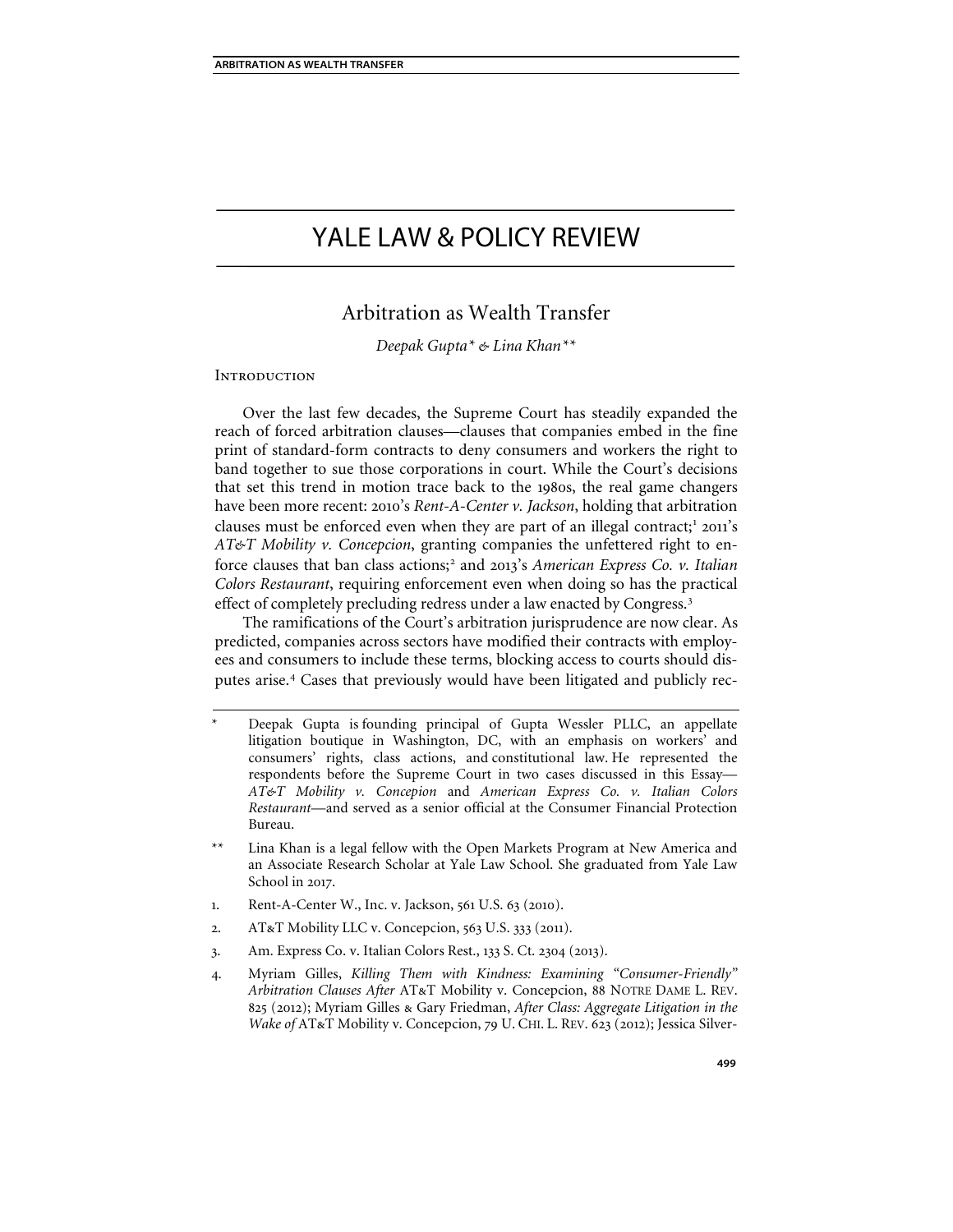# YALE LAW & POLICY REVIEW

## Arbitration as Wealth Transfer

*Deepak Gupta\* & Lina Khan\*\**

### Introduction

Over the last few decades, the Supreme Court has steadily expanded the reach of forced arbitration clauses—clauses that companies embed in the fine print of standard-form contracts to deny consumers and workers the right to band together to sue those corporations in court. While the Court's decisions that set this trend in motion trace back to the 1980s, the real game changers have been more recent: 2010's *Rent-A-Center v. Jackson*, holding that arbitration clauses must be enforced even when they are part of an illegal contract;[1] 2011's *AT&T Mobility v. Concepcion*, granting companies the unfettered right to enforce clauses that ban class actions;[2] and 2013's *American Express Co. v. Italian Colors Restaurant*, requiring enforcement even when doing so has the practical effect of completely precluding redress under a law enacted by Congress.[3]

The ramifications of the Court's arbitration jurisprudence are now clear. As predicted, companies across sectors have modified their contracts with employees and consumers to include these terms, blocking access to courts should disputes arise.[4] Cases that previously would have been litigated and publicly rec-

---

\* Deepak Gupta is founding principal of Gupta Wessler PLLC, an appellate litigation boutique in Washington, DC, with an emphasis on workers' and consumers' rights, class actions, and constitutional law. He represented the respondents before the Supreme Court in two cases discussed in this Essay—*AT&T Mobility v. Concepion* and *American Express Co. v. Italian Colors Restaurant*—and served as a senior official at the Consumer Financial Protection Bureau.

\*\* Lina Khan is a legal fellow with the Open Markets Program at New America and an Associate Research Scholar at Yale Law School. She graduated from Yale Law School in 2017.

1. Rent-A-Center W., Inc. v. Jackson, 561 U.S. 63 (2010).

2. AT&T Mobility LLC v. Concepcion, 563 U.S. 333 (2011).

3. Am. Express Co. v. Italian Colors Rest., 133 S. Ct. 2304 (2013).

4. Myriam Gilles, *Killing Them with Kindness: Examining "Consumer-Friendly" Arbitration Clauses After* AT&T Mobility v. Concepcion, 88 NOTRE DAME L. REV. 825 (2012); Myriam Gilles & Gary Friedman, *After Class: Aggregate Litigation in the Wake of* AT&T Mobility v. Concepcion, 79 U. CHI. L. REV. 623 (2012); Jessica Silver-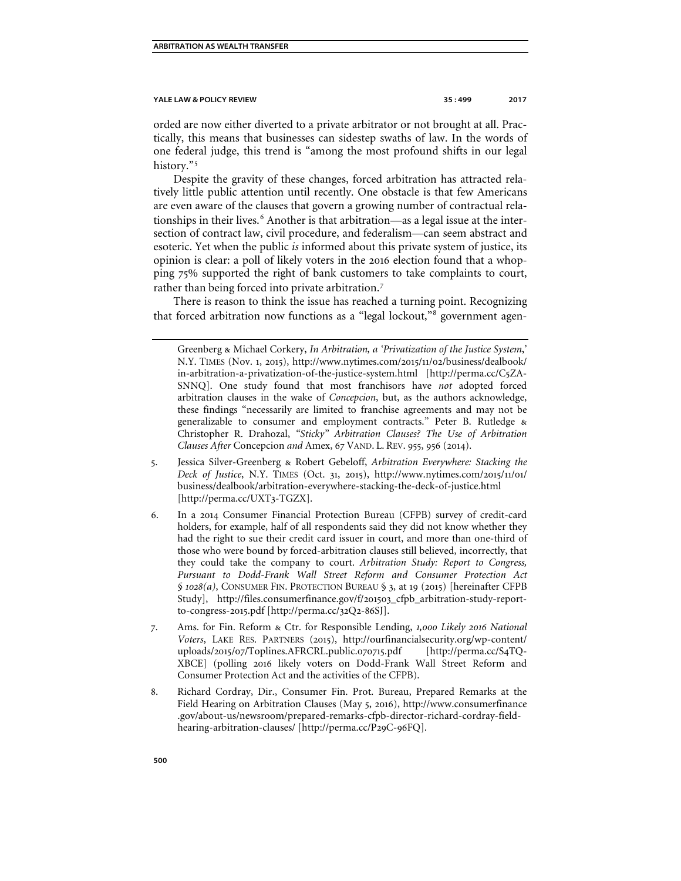orded are now either diverted to a private arbitrator or not brought at all. Practically, this means that businesses can sidestep swaths of law. In the words of one federal judge, this trend is "among the most profound shifts in our legal history."[5]

Despite the gravity of these changes, forced arbitration has attracted relatively little public attention until recently. One obstacle is that few Americans are even aware of the clauses that govern a growing number of contractual relationships in their lives.[6] Another is that arbitration—as a legal issue at the intersection of contract law, civil procedure, and federalism—can seem abstract and esoteric. Yet when the public *is* informed about this private system of justice, its opinion is clear: a poll of likely voters in the 2016 election found that a whopping 75% supported the right of bank customers to take complaints to court, rather than being forced into private arbitration.[7]

There is reason to think the issue has reached a turning point. Recognizing that forced arbitration now functions as a "legal lockout,"[8] government agen-

Greenberg & Michael Corkery, *In Arbitration, a 'Privatization of the Justice System*,' N.Y. TIMES (Nov. 1, 2015), http://www.nytimes.com/2015/11/02/business/dealbook/in-arbitration-a-privatization-of-the-justice-system.html [http://perma.cc/C5ZA-SNNQ]. One study found that most franchisors have *not* adopted forced arbitration clauses in the wake of *Concepcion*, but, as the authors acknowledge, these findings "necessarily are limited to franchise agreements and may not be generalizable to consumer and employment contracts." Peter B. Rutledge & Christopher R. Drahozal, *"Sticky" Arbitration Clauses? The Use of Arbitration Clauses After* Concepcion *and* Amex, 67 VAND. L. REV. 955, 956 (2014).

5. Jessica Silver-Greenberg & Robert Gebeloff, *Arbitration Everywhere: Stacking the Deck of Justice*, N.Y. TIMES (Oct. 31, 2015), http://www.nytimes.com/2015/11/01/business/dealbook/arbitration-everywhere-stacking-the-deck-of-justice.html [http://perma.cc/UXT3-TGZX].

6. In a 2014 Consumer Financial Protection Bureau (CFPB) survey of credit-card holders, for example, half of all respondents said they did not know whether they had the right to sue their credit card issuer in court, and more than one-third of those who were bound by forced-arbitration clauses still believed, incorrectly, that they could take the company to court. *Arbitration Study: Report to Congress, Pursuant to Dodd-Frank Wall Street Reform and Consumer Protection Act § 1028(a)*, CONSUMER FIN. PROTECTION BUREAU § 3, at 19 (2015) [hereinafter CFPB Study], http://files.consumerfinance.gov/f/201503_cfpb_arbitration-study-report-to-congress-2015.pdf [http://perma.cc/32Q2-86SJ].

7. Ams. for Fin. Reform & Ctr. for Responsible Lending, *1,000 Likely 2016 National Voters*, LAKE RES. PARTNERS (2015), http://ourfinancialsecurity.org/wp-content/uploads/2015/07/Toplines.AFRCRL.public.070715.pdf [http://perma.cc/S4TQ-XBCE] (polling 2016 likely voters on Dodd-Frank Wall Street Reform and Consumer Protection Act and the activities of the CFPB).

8. Richard Cordray, Dir., Consumer Fin. Prot. Bureau, Prepared Remarks at the Field Hearing on Arbitration Clauses (May 5, 2016), http://www.consumerfinance.gov/about-us/newsroom/prepared-remarks-cfpb-director-richard-cordray-field-hearing-arbitration-clauses/ [http://perma.cc/P29C-96FQ].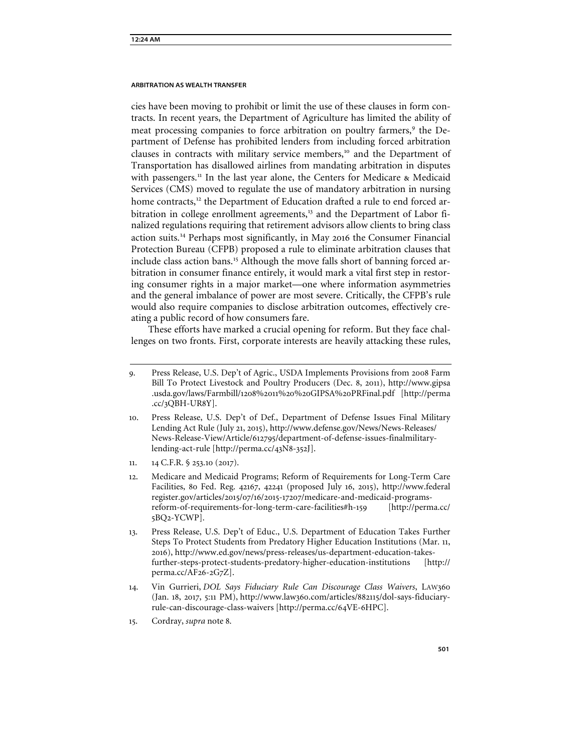cies have been moving to prohibit or limit the use of these clauses in form contracts. In recent years, the Department of Agriculture has limited the ability of meat processing companies to force arbitration on poultry farmers,[9] the Department of Defense has prohibited lenders from including forced arbitration clauses in contracts with military service members,[10] and the Department of Transportation has disallowed airlines from mandating arbitration in disputes with passengers.[11] In the last year alone, the Centers for Medicare & Medicaid Services (CMS) moved to regulate the use of mandatory arbitration in nursing home contracts,[12] the Department of Education drafted a rule to end forced arbitration in college enrollment agreements,[13] and the Department of Labor finalized regulations requiring that retirement advisors allow clients to bring class action suits.[14] Perhaps most significantly, in May 2016 the Consumer Financial Protection Bureau (CFPB) proposed a rule to eliminate arbitration clauses that include class action bans.[15] Although the move falls short of banning forced arbitration in consumer finance entirely, it would mark a vital first step in restoring consumer rights in a major market—one where information asymmetries and the general imbalance of power are most severe. Critically, the CFPB's rule would also require companies to disclose arbitration outcomes, effectively creating a public record of how consumers fare.

These efforts have marked a crucial opening for reform. But they face challenges on two fronts. First, corporate interests are heavily attacking these rules,

---

9. Press Release, U.S. Dep't of Agric., USDA Implements Provisions from 2008 Farm Bill To Protect Livestock and Poultry Producers (Dec. 8, 2011), http://www.gipsa.usda.gov/laws/Farmbill/1208%2011%20%20GIPSA%20PRFinal.pdf [http://perma.cc/3QBH-UR8Y].

10. Press Release, U.S. Dep't of Def., Department of Defense Issues Final Military Lending Act Rule (July 21, 2015), http://www.defense.gov/News/News-Releases/News-Release-View/Article/612795/department-of-defense-issues-finalmilitary-lending-act-rule [http://perma.cc/43N8-352J].

11. 14 C.F.R. § 253.10 (2017).

12. Medicare and Medicaid Programs; Reform of Requirements for Long-Term Care Facilities, 80 Fed. Reg. 42167, 42241 (proposed July 16, 2015), http://www.federalregister.gov/articles/2015/07/16/2015-17207/medicare-and-medicaid-programs-reform-of-requirements-for-long-term-care-facilities#h-159 [http://perma.cc/5BQ2-YCWP].

13. Press Release, U.S. Dep't of Educ., U.S. Department of Education Takes Further Steps To Protect Students from Predatory Higher Education Institutions (Mar. 11, 2016), http://www.ed.gov/news/press-releases/us-department-education-takes-further-steps-protect-students-predatory-higher-education-institutions [http://perma.cc/AF26-2G7Z].

14. Vin Gurrieri, *DOL Says Fiduciary Rule Can Discourage Class Waivers*, LAW360 (Jan. 18, 2017, 5:11 PM), http://www.law360.com/articles/882115/dol-says-fiduciary-rule-can-discourage-class-waivers [http://perma.cc/64VE-6HPC].

15. Cordray, *supra* note 8.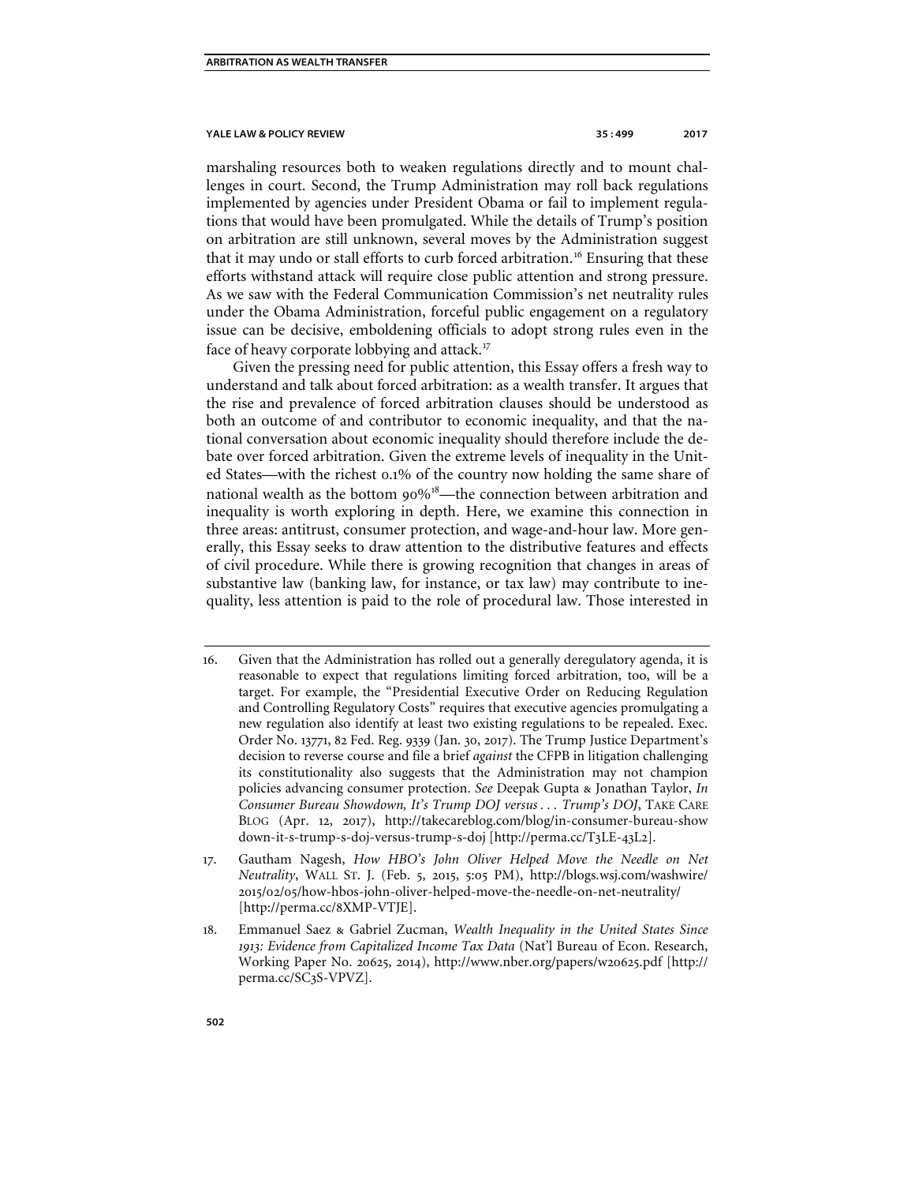marshaling resources both to weaken regulations directly and to mount challenges in court. Second, the Trump Administration may roll back regulations implemented by agencies under President Obama or fail to implement regulations that would have been promulgated. While the details of Trump's position on arbitration are still unknown, several moves by the Administration suggest that it may undo or stall efforts to curb forced arbitration.[16] Ensuring that these efforts withstand attack will require close public attention and strong pressure. As we saw with the Federal Communication Commission's net neutrality rules under the Obama Administration, forceful public engagement on a regulatory issue can be decisive, emboldening officials to adopt strong rules even in the face of heavy corporate lobbying and attack.[17]

Given the pressing need for public attention, this Essay offers a fresh way to understand and talk about forced arbitration: as a wealth transfer. It argues that the rise and prevalence of forced arbitration clauses should be understood as both an outcome of and contributor to economic inequality, and that the national conversation about economic inequality should therefore include the debate over forced arbitration. Given the extreme levels of inequality in the United States—with the richest 0.1% of the country now holding the same share of national wealth as the bottom 90%[18]—the connection between arbitration and inequality is worth exploring in depth. Here, we examine this connection in three areas: antitrust, consumer protection, and wage-and-hour law. More generally, this Essay seeks to draw attention to the distributive features and effects of civil procedure. While there is growing recognition that changes in areas of substantive law (banking law, for instance, or tax law) may contribute to inequality, less attention is paid to the role of procedural law. Those interested in

---

16. Given that the Administration has rolled out a generally deregulatory agenda, it is reasonable to expect that regulations limiting forced arbitration, too, will be a target. For example, the "Presidential Executive Order on Reducing Regulation and Controlling Regulatory Costs" requires that executive agencies promulgating a new regulation also identify at least two existing regulations to be repealed. Exec. Order No. 13771, 82 Fed. Reg. 9339 (Jan. 30, 2017). The Trump Justice Department's decision to reverse course and file a brief *against* the CFPB in litigation challenging its constitutionality also suggests that the Administration may not champion policies advancing consumer protection. *See* Deepak Gupta & Jonathan Taylor, *In Consumer Bureau Showdown, It's Trump DOJ versus . . . Trump's DOJ*, TAKE CARE BLOG (Apr. 12, 2017), http://takecareblog.com/blog/in-consumer-bureau-showdown-it-s-trump-s-doj-versus-trump-s-doj [http://perma.cc/T3LE-43L2].

17. Gautham Nagesh, *How HBO's John Oliver Helped Move the Needle on Net Neutrality*, WALL ST. J. (Feb. 5, 2015, 5:05 PM), http://blogs.wsj.com/washwire/2015/02/05/how-hbos-john-oliver-helped-move-the-needle-on-net-neutrality/ [http://perma.cc/8XMP-VTJE].

18. Emmanuel Saez & Gabriel Zucman, *Wealth Inequality in the United States Since 1913: Evidence from Capitalized Income Tax Data* (Nat'l Bureau of Econ. Research, Working Paper No. 20625, 2014), http://www.nber.org/papers/w20625.pdf [http://perma.cc/SC3S-VPVZ].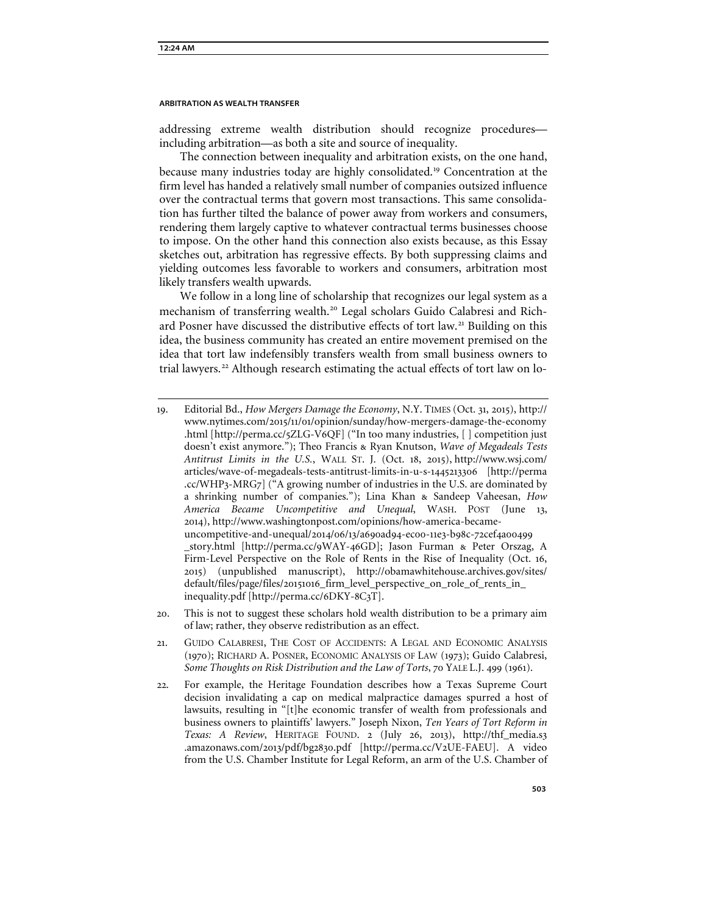addressing extreme wealth distribution should recognize procedures—including arbitration—as both a site and source of inequality.

The connection between inequality and arbitration exists, on the one hand, because many industries today are highly consolidated.[19] Concentration at the firm level has handed a relatively small number of companies outsized influence over the contractual terms that govern most transactions. This same consolidation has further tilted the balance of power away from workers and consumers, rendering them largely captive to whatever contractual terms businesses choose to impose. On the other hand this connection also exists because, as this Essay sketches out, arbitration has regressive effects. By both suppressing claims and yielding outcomes less favorable to workers and consumers, arbitration most likely transfers wealth upwards.

We follow in a long line of scholarship that recognizes our legal system as a mechanism of transferring wealth.[20] Legal scholars Guido Calabresi and Richard Posner have discussed the distributive effects of tort law.[21] Building on this idea, the business community has created an entire movement premised on the idea that tort law indefensibly transfers wealth from small business owners to trial lawyers.[22] Although research estimating the actual effects of tort law on lo-

---

19. Editorial Bd., *How Mergers Damage the Economy*, N.Y. TIMES (Oct. 31, 2015), http://www.nytimes.com/2015/11/01/opinion/sunday/how-mergers-damage-the-economy.html [http://perma.cc/5ZLG-V6QF] ("In too many industries, [ ] competition just doesn't exist anymore."); Theo Francis & Ryan Knutson, *Wave of Megadeals Tests Antitrust Limits in the U.S.*, WALL ST. J. (Oct. 18, 2015), http://www.wsj.com/articles/wave-of-megadeals-tests-antitrust-limits-in-u-s-1445213306 [http://perma.cc/WHP3-MRG7] ("A growing number of industries in the U.S. are dominated by a shrinking number of companies."); Lina Khan & Sandeep Vaheesan, *How America Became Uncompetitive and Unequal*, WASH. POST (June 13, 2014), http://www.washingtonpost.com/opinions/how-america-became-uncompetitive-and-unequal/2014/06/13/a690ad94-ec00-11e3-b98c-72cef4a00499_story.html [http://perma.cc/9WAY-46GD]; Jason Furman & Peter Orszag, A Firm-Level Perspective on the Role of Rents in the Rise of Inequality (Oct. 16, 2015) (unpublished manuscript), http://obamawhitehouse.archives.gov/sites/default/files/page/files/20151016_firm_level_perspective_on_role_of_rents_in_inequality.pdf [http://perma.cc/6DKY-8C3T].

20. This is not to suggest these scholars hold wealth distribution to be a primary aim of law; rather, they observe redistribution as an effect.

21. GUIDO CALABRESI, THE COST OF ACCIDENTS: A LEGAL AND ECONOMIC ANALYSIS (1970); RICHARD A. POSNER, ECONOMIC ANALYSIS OF LAW (1973); Guido Calabresi, *Some Thoughts on Risk Distribution and the Law of Torts*, 70 YALE L.J. 499 (1961).

22. For example, the Heritage Foundation describes how a Texas Supreme Court decision invalidating a cap on medical malpractice damages spurred a host of lawsuits, resulting in "[t]he economic transfer of wealth from professionals and business owners to plaintiffs' lawyers." Joseph Nixon, *Ten Years of Tort Reform in Texas: A Review*, HERITAGE FOUND. 2 (July 26, 2013), http://thf_media.s3.amazonaws.com/2013/pdf/bg2830.pdf [http://perma.cc/V2UE-FAEU]. A video from the U.S. Chamber Institute for Legal Reform, an arm of the U.S. Chamber of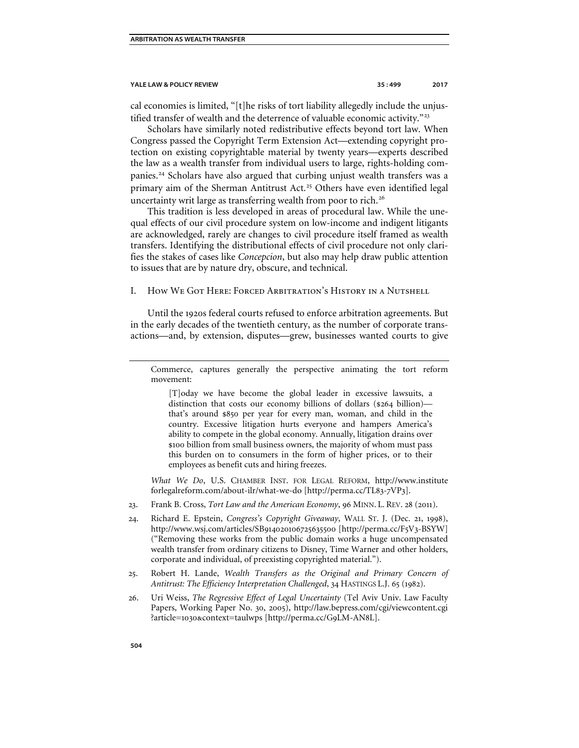cal economies is limited, "[t]he risks of tort liability allegedly include the unjustified transfer of wealth and the deterrence of valuable economic activity."[23]

Scholars have similarly noted redistributive effects beyond tort law. When Congress passed the Copyright Term Extension Act—extending copyright protection on existing copyrightable material by twenty years—experts described the law as a wealth transfer from individual users to large, rights-holding companies.[24] Scholars have also argued that curbing unjust wealth transfers was a primary aim of the Sherman Antitrust Act.[25] Others have even identified legal uncertainty writ large as transferring wealth from poor to rich.[26]

This tradition is less developed in areas of procedural law. While the unequal effects of our civil procedure system on low-income and indigent litigants are acknowledged, rarely are changes to civil procedure itself framed as wealth transfers. Identifying the distributional effects of civil procedure not only clarifies the stakes of cases like *Concepcion*, but also may help draw public attention to issues that are by nature dry, obscure, and technical.

## I. How We Got Here: Forced Arbitration's History in a Nutshell

Until the 1920s federal courts refused to enforce arbitration agreements. But in the early decades of the twentieth century, as the number of corporate transactions—and, by extension, disputes—grew, businesses wanted courts to give

---

Commerce, captures generally the perspective animating the tort reform movement:

> [T]oday we have become the global leader in excessive lawsuits, a distinction that costs our economy billions of dollars ($264 billion)—that's around $850 per year for every man, woman, and child in the country. Excessive litigation hurts everyone and hampers America's ability to compete in the global economy. Annually, litigation drains over $100 billion from small business owners, the majority of whom must pass this burden on to consumers in the form of higher prices, or to their employees as benefit cuts and hiring freezes.

*What We Do*, U.S. Chamber Inst. for Legal Reform, http://www.instituteforlegalreform.com/about-ilr/what-we-do [http://perma.cc/TL83-7VP3].

23. Frank B. Cross, *Tort Law and the American Economy*, 96 Minn. L. Rev. 28 (2011).

24. Richard E. Epstein, *Congress's Copyright Giveaway*, Wall St. J. (Dec. 21, 1998), http://www.wsj.com/articles/SB914020106725635500 [http://perma.cc/F5V3-BSYW] ("Removing these works from the public domain works a huge uncompensated wealth transfer from ordinary citizens to Disney, Time Warner and other holders, corporate and individual, of preexisting copyrighted material.").

25. Robert H. Lande, *Wealth Transfers as the Original and Primary Concern of Antitrust: The Efficiency Interpretation Challenged*, 34 Hastings L.J. 65 (1982).

26. Uri Weiss, *The Regressive Effect of Legal Uncertainty* (Tel Aviv Univ. Law Faculty Papers, Working Paper No. 30, 2005), http://law.bepress.com/cgi/viewcontent.cgi?article=1030&context=taulwps [http://perma.cc/G9LM-AN8L].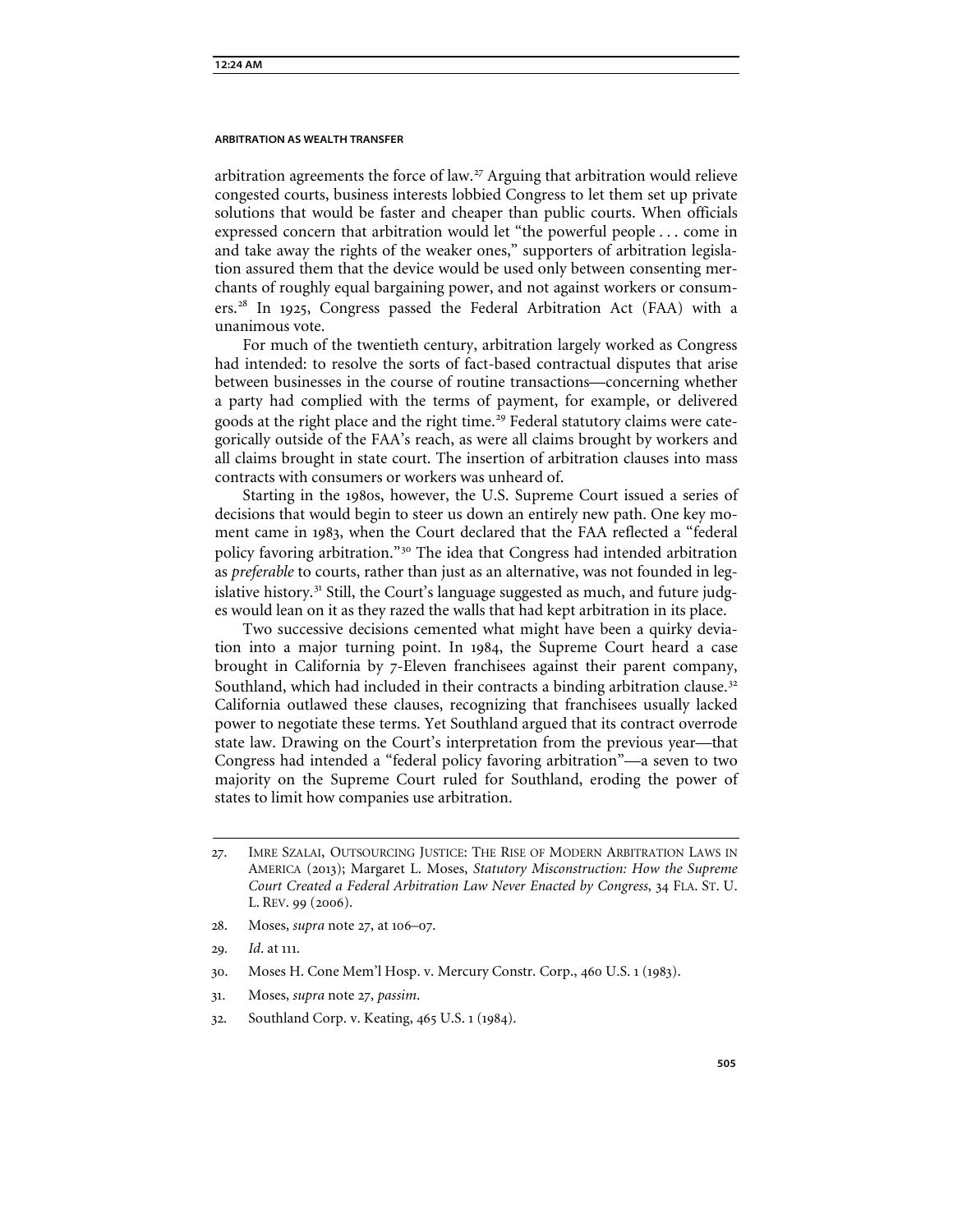arbitration agreements the force of law.[27] Arguing that arbitration would relieve congested courts, business interests lobbied Congress to let them set up private solutions that would be faster and cheaper than public courts. When officials expressed concern that arbitration would let "the powerful people . . . come in and take away the rights of the weaker ones," supporters of arbitration legislation assured them that the device would be used only between consenting merchants of roughly equal bargaining power, and not against workers or consumers.[28] In 1925, Congress passed the Federal Arbitration Act (FAA) with a unanimous vote.

For much of the twentieth century, arbitration largely worked as Congress had intended: to resolve the sorts of fact-based contractual disputes that arise between businesses in the course of routine transactions—concerning whether a party had complied with the terms of payment, for example, or delivered goods at the right place and the right time.[29] Federal statutory claims were categorically outside of the FAA's reach, as were all claims brought by workers and all claims brought in state court. The insertion of arbitration clauses into mass contracts with consumers or workers was unheard of.

Starting in the 1980s, however, the U.S. Supreme Court issued a series of decisions that would begin to steer us down an entirely new path. One key moment came in 1983, when the Court declared that the FAA reflected a "federal policy favoring arbitration."[30] The idea that Congress had intended arbitration as *preferable* to courts, rather than just as an alternative, was not founded in legislative history.[31] Still, the Court's language suggested as much, and future judges would lean on it as they razed the walls that had kept arbitration in its place.

Two successive decisions cemented what might have been a quirky deviation into a major turning point. In 1984, the Supreme Court heard a case brought in California by 7-Eleven franchisees against their parent company, Southland, which had included in their contracts a binding arbitration clause.[32] California outlawed these clauses, recognizing that franchisees usually lacked power to negotiate these terms. Yet Southland argued that its contract overrode state law. Drawing on the Court's interpretation from the previous year—that Congress had intended a "federal policy favoring arbitration"—a seven to two majority on the Supreme Court ruled for Southland, eroding the power of states to limit how companies use arbitration.

---

27. Imre Szalai, Outsourcing Justice: The Rise of Modern Arbitration Laws in America (2013); Margaret L. Moses, *Statutory Misconstruction: How the Supreme Court Created a Federal Arbitration Law Never Enacted by Congress*, 34 Fla. St. U. L. Rev. 99 (2006).
28. Moses, *supra* note 27, at 106–07.
29. *Id.* at 111.
30. Moses H. Cone Mem'l Hosp. v. Mercury Constr. Corp., 460 U.S. 1 (1983).
31. Moses, *supra* note 27, *passim*.
32. Southland Corp. v. Keating, 465 U.S. 1 (1984).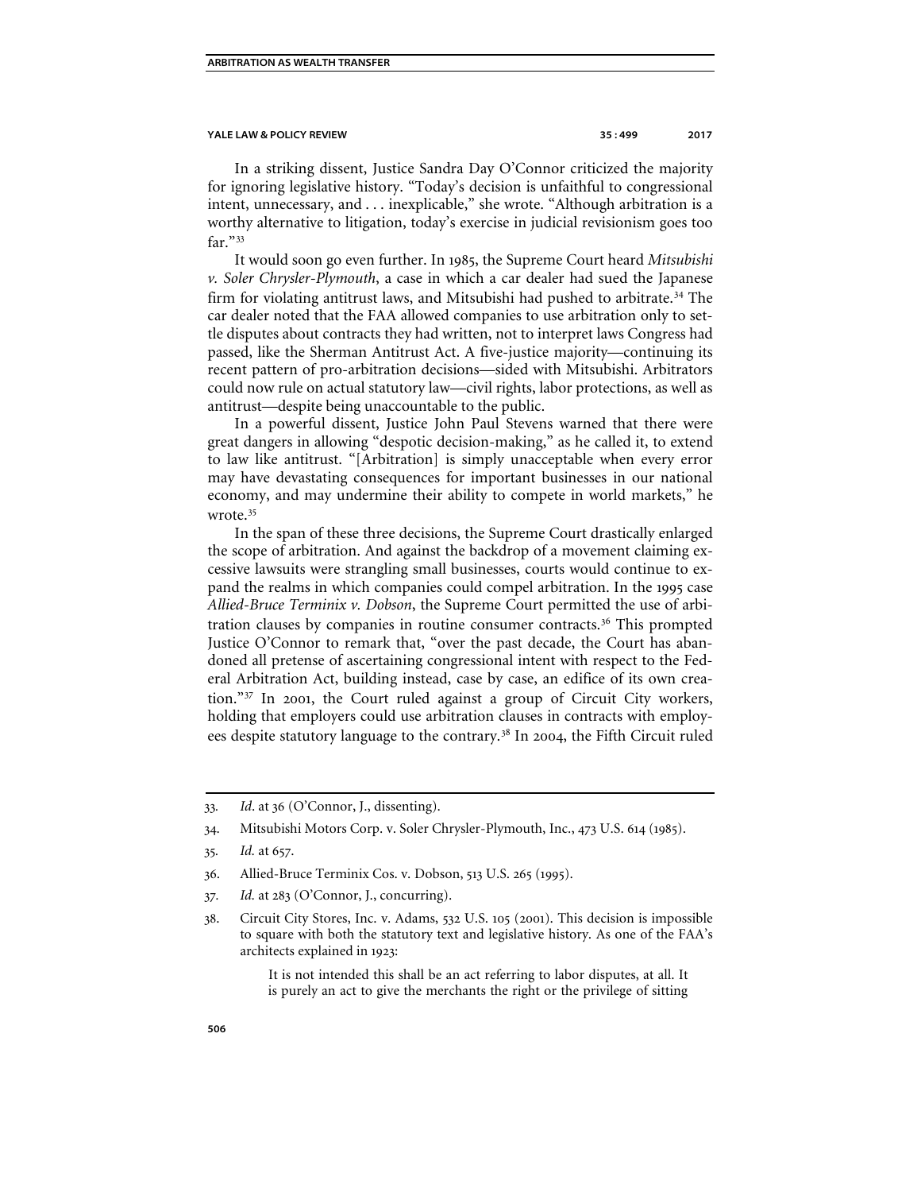In a striking dissent, Justice Sandra Day O'Connor criticized the majority for ignoring legislative history. "Today's decision is unfaithful to congressional intent, unnecessary, and . . . inexplicable," she wrote. "Although arbitration is a worthy alternative to litigation, today's exercise in judicial revisionism goes too far."[33]

It would soon go even further. In 1985, the Supreme Court heard *Mitsubishi v. Soler Chrysler-Plymouth*, a case in which a car dealer had sued the Japanese firm for violating antitrust laws, and Mitsubishi had pushed to arbitrate.[34] The car dealer noted that the FAA allowed companies to use arbitration only to settle disputes about contracts they had written, not to interpret laws Congress had passed, like the Sherman Antitrust Act. A five-justice majority—continuing its recent pattern of pro-arbitration decisions—sided with Mitsubishi. Arbitrators could now rule on actual statutory law—civil rights, labor protections, as well as antitrust—despite being unaccountable to the public.

In a powerful dissent, Justice John Paul Stevens warned that there were great dangers in allowing "despotic decision-making," as he called it, to extend to law like antitrust. "[Arbitration] is simply unacceptable when every error may have devastating consequences for important businesses in our national economy, and may undermine their ability to compete in world markets," he wrote.[35]

In the span of these three decisions, the Supreme Court drastically enlarged the scope of arbitration. And against the backdrop of a movement claiming excessive lawsuits were strangling small businesses, courts would continue to expand the realms in which companies could compel arbitration. In the 1995 case *Allied-Bruce Terminix v. Dobson*, the Supreme Court permitted the use of arbitration clauses by companies in routine consumer contracts.[36] This prompted Justice O'Connor to remark that, "over the past decade, the Court has abandoned all pretense of ascertaining congressional intent with respect to the Federal Arbitration Act, building instead, case by case, an edifice of its own creation."[37] In 2001, the Court ruled against a group of Circuit City workers, holding that employers could use arbitration clauses in contracts with employees despite statutory language to the contrary.[38] In 2004, the Fifth Circuit ruled

---

33. *Id*. at 36 (O'Connor, J., dissenting).

34. Mitsubishi Motors Corp. v. Soler Chrysler-Plymouth, Inc., 473 U.S. 614 (1985).

35. *Id.* at 657.

36. Allied-Bruce Terminix Cos. v. Dobson, 513 U.S. 265 (1995).

37. *Id.* at 283 (O'Connor, J., concurring).

38. Circuit City Stores, Inc. v. Adams, 532 U.S. 105 (2001). This decision is impossible to square with both the statutory text and legislative history. As one of the FAA's architects explained in 1923:

> It is not intended this shall be an act referring to labor disputes, at all. It is purely an act to give the merchants the right or the privilege of sitting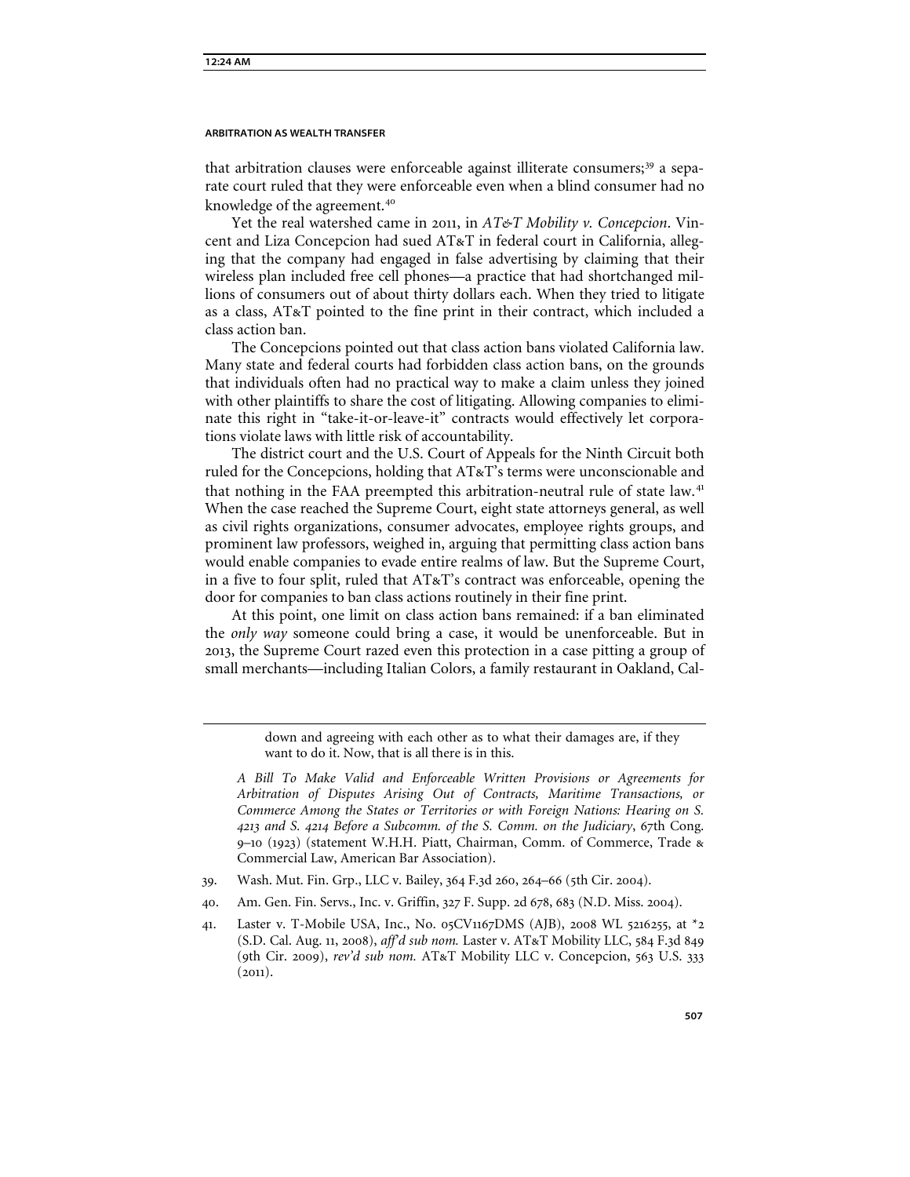that arbitration clauses were enforceable against illiterate consumers;[39] a separate court ruled that they were enforceable even when a blind consumer had no knowledge of the agreement.[40]

Yet the real watershed came in 2011, in *AT&T Mobility v. Concepcion*. Vincent and Liza Concepcion had sued AT&T in federal court in California, alleging that the company had engaged in false advertising by claiming that their wireless plan included free cell phones—a practice that had shortchanged millions of consumers out of about thirty dollars each. When they tried to litigate as a class, AT&T pointed to the fine print in their contract, which included a class action ban.

The Concepcions pointed out that class action bans violated California law. Many state and federal courts had forbidden class action bans, on the grounds that individuals often had no practical way to make a claim unless they joined with other plaintiffs to share the cost of litigating. Allowing companies to eliminate this right in "take-it-or-leave-it" contracts would effectively let corporations violate laws with little risk of accountability.

The district court and the U.S. Court of Appeals for the Ninth Circuit both ruled for the Concepcions, holding that AT&T's terms were unconscionable and that nothing in the FAA preempted this arbitration-neutral rule of state law.[41] When the case reached the Supreme Court, eight state attorneys general, as well as civil rights organizations, consumer advocates, employee rights groups, and prominent law professors, weighed in, arguing that permitting class action bans would enable companies to evade entire realms of law. But the Supreme Court, in a five to four split, ruled that AT&T's contract was enforceable, opening the door for companies to ban class actions routinely in their fine print.

At this point, one limit on class action bans remained: if a ban eliminated the *only way* someone could bring a case, it would be unenforceable. But in 2013, the Supreme Court razed even this protection in a case pitting a group of small merchants—including Italian Colors, a family restaurant in Oakland, Cal-

---

> down and agreeing with each other as to what their damages are, if they want to do it. Now, that is all there is in this.

*A Bill To Make Valid and Enforceable Written Provisions or Agreements for Arbitration of Disputes Arising Out of Contracts, Maritime Transactions, or Commerce Among the States or Territories or with Foreign Nations: Hearing on S. 4213 and S. 4214 Before a Subcomm. of the S. Comm. on the Judiciary*, 67th Cong. 9–10 (1923) (statement W.H.H. Piatt, Chairman, Comm. of Commerce, Trade & Commercial Law, American Bar Association).

39. Wash. Mut. Fin. Grp., LLC v. Bailey, 364 F.3d 260, 264–66 (5th Cir. 2004).

40. Am. Gen. Fin. Servs., Inc. v. Griffin, 327 F. Supp. 2d 678, 683 (N.D. Miss. 2004).

41. Laster v. T-Mobile USA, Inc., No. 05CV1167DMS (AJB), 2008 WL 5216255, at *2 (S.D. Cal. Aug. 11, 2008), *aff'd sub nom.* Laster v. AT&T Mobility LLC, 584 F.3d 849 (9th Cir. 2009), *rev'd sub nom.* AT&T Mobility LLC v. Concepcion, 563 U.S. 333 (2011).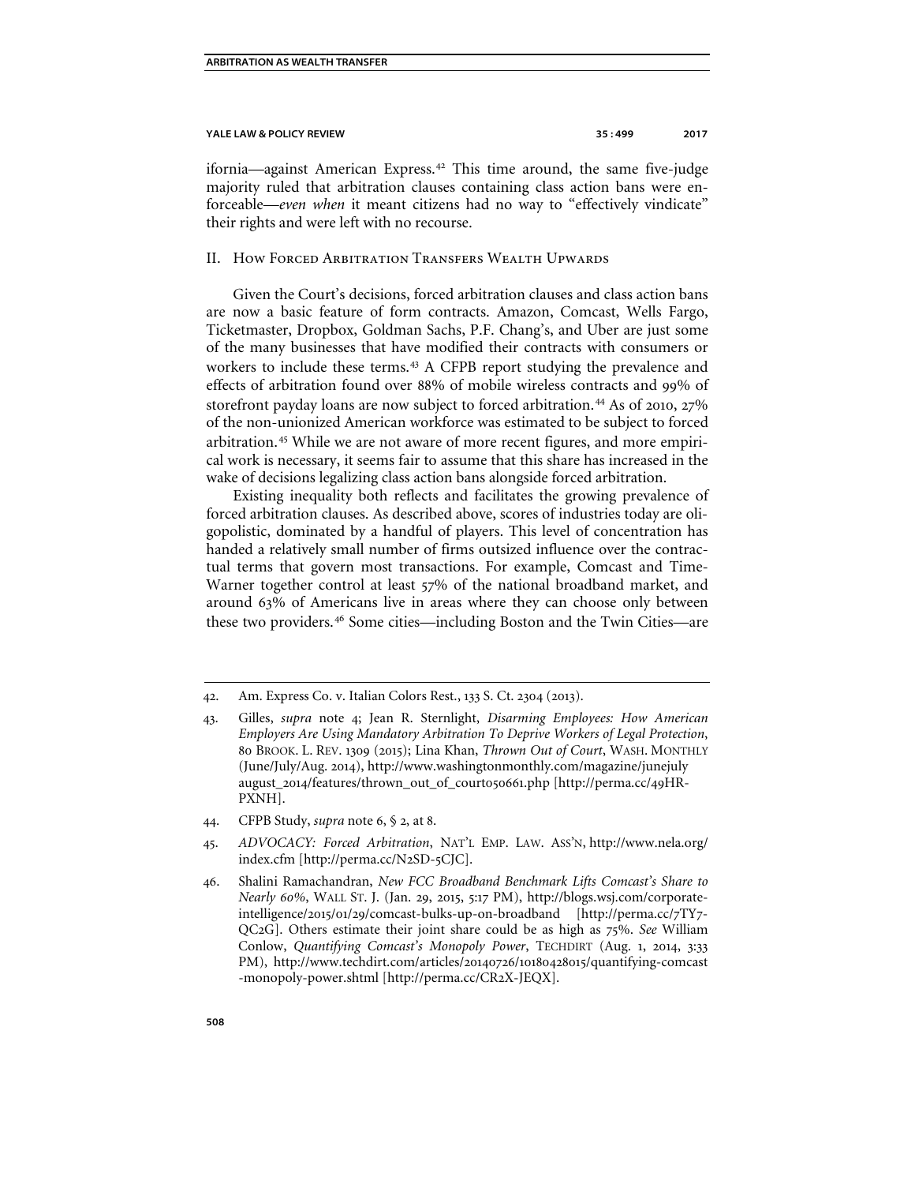ifornia—against American Express.[42] This time around, the same five-judge majority ruled that arbitration clauses containing class action bans were enforceable—*even when* it meant citizens had no way to "effectively vindicate" their rights and were left with no recourse.

## II. How Forced Arbitration Transfers Wealth Upwards

Given the Court's decisions, forced arbitration clauses and class action bans are now a basic feature of form contracts. Amazon, Comcast, Wells Fargo, Ticketmaster, Dropbox, Goldman Sachs, P.F. Chang's, and Uber are just some of the many businesses that have modified their contracts with consumers or workers to include these terms.[43] A CFPB report studying the prevalence and effects of arbitration found over 88% of mobile wireless contracts and 99% of storefront payday loans are now subject to forced arbitration.[44] As of 2010, 27% of the non-unionized American workforce was estimated to be subject to forced arbitration.[45] While we are not aware of more recent figures, and more empirical work is necessary, it seems fair to assume that this share has increased in the wake of decisions legalizing class action bans alongside forced arbitration.

Existing inequality both reflects and facilitates the growing prevalence of forced arbitration clauses. As described above, scores of industries today are oligopolistic, dominated by a handful of players. This level of concentration has handed a relatively small number of firms outsized influence over the contractual terms that govern most transactions. For example, Comcast and Time-Warner together control at least 57% of the national broadband market, and around 63% of Americans live in areas where they can choose only between these two providers.[46] Some cities—including Boston and the Twin Cities—are

---

42. Am. Express Co. v. Italian Colors Rest., 133 S. Ct. 2304 (2013).

43. Gilles, *supra* note 4; Jean R. Sternlight, *Disarming Employees: How American Employers Are Using Mandatory Arbitration To Deprive Workers of Legal Protection*, 80 Brook. L. Rev. 1309 (2015); Lina Khan, *Thrown Out of Court*, Wash. Monthly (June/July/Aug. 2014), http://www.washingtonmonthly.com/magazine/junejuly august_2014/features/thrown_out_of_court050661.php [http://perma.cc/49HR-PXNH].

44. CFPB Study, *supra* note 6, § 2, at 8.

45. *ADVOCACY: Forced Arbitration*, Nat'l Emp. Law. Ass'n, http://www.nela.org/index.cfm [http://perma.cc/N2SD-5CJC].

46. Shalini Ramachandran, *New FCC Broadband Benchmark Lifts Comcast's Share to Nearly 60%*, Wall St. J. (Jan. 29, 2015, 5:17 PM), http://blogs.wsj.com/corporate-intelligence/2015/01/29/comcast-bulks-up-on-broadband [http://perma.cc/7TY7-QC2G]. Others estimate their joint share could be as high as 75%. *See* William Conlow, *Quantifying Comcast's Monopoly Power*, Techdirt (Aug. 1, 2014, 3:33 PM), http://www.techdirt.com/articles/20140726/10180428015/quantifying-comcast-monopoly-power.shtml [http://perma.cc/CR2X-JEQX].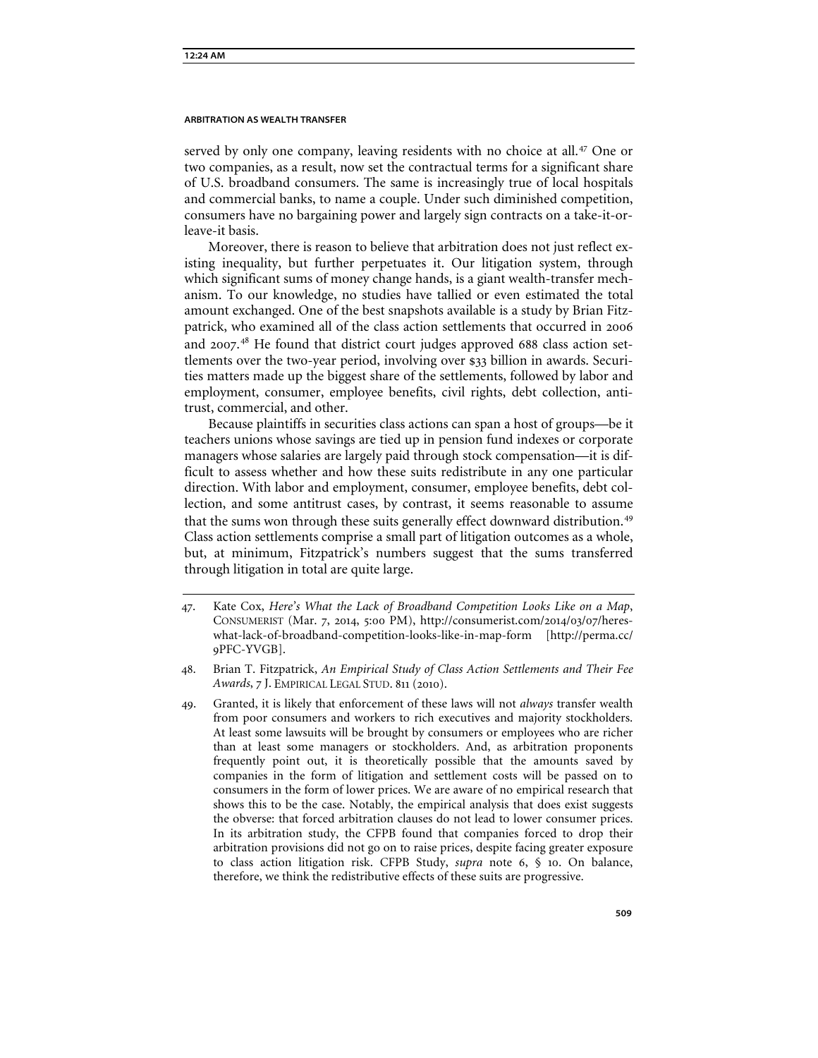served by only one company, leaving residents with no choice at all.[47] One or two companies, as a result, now set the contractual terms for a significant share of U.S. broadband consumers. The same is increasingly true of local hospitals and commercial banks, to name a couple. Under such diminished competition, consumers have no bargaining power and largely sign contracts on a take-it-or-leave-it basis.

Moreover, there is reason to believe that arbitration does not just reflect existing inequality, but further perpetuates it. Our litigation system, through which significant sums of money change hands, is a giant wealth-transfer mechanism. To our knowledge, no studies have tallied or even estimated the total amount exchanged. One of the best snapshots available is a study by Brian Fitzpatrick, who examined all of the class action settlements that occurred in 2006 and 2007.[48] He found that district court judges approved 688 class action settlements over the two-year period, involving over $33 billion in awards. Securities matters made up the biggest share of the settlements, followed by labor and employment, consumer, employee benefits, civil rights, debt collection, antitrust, commercial, and other.

Because plaintiffs in securities class actions can span a host of groups—be it teachers unions whose savings are tied up in pension fund indexes or corporate managers whose salaries are largely paid through stock compensation—it is difficult to assess whether and how these suits redistribute in any one particular direction. With labor and employment, consumer, employee benefits, debt collection, and some antitrust cases, by contrast, it seems reasonable to assume that the sums won through these suits generally effect downward distribution.[49] Class action settlements comprise a small part of litigation outcomes as a whole, but, at minimum, Fitzpatrick's numbers suggest that the sums transferred through litigation in total are quite large.

---

47. Kate Cox, *Here's What the Lack of Broadband Competition Looks Like on a Map*, CONSUMERIST (Mar. 7, 2014, 5:00 PM), http://consumerist.com/2014/03/07/heres-what-lack-of-broadband-competition-looks-like-in-map-form [http://perma.cc/9PFC-YVGB].

48. Brian T. Fitzpatrick, *An Empirical Study of Class Action Settlements and Their Fee Awards*, 7 J. EMPIRICAL LEGAL STUD. 811 (2010).

49. Granted, it is likely that enforcement of these laws will not *always* transfer wealth from poor consumers and workers to rich executives and majority stockholders. At least some lawsuits will be brought by consumers or employees who are richer than at least some managers or stockholders. And, as arbitration proponents frequently point out, it is theoretically possible that the amounts saved by companies in the form of litigation and settlement costs will be passed on to consumers in the form of lower prices. We are aware of no empirical research that shows this to be the case. Notably, the empirical analysis that does exist suggests the obverse: that forced arbitration clauses do not lead to lower consumer prices. In its arbitration study, the CFPB found that companies forced to drop their arbitration provisions did not go on to raise prices, despite facing greater exposure to class action litigation risk. CFPB Study, *supra* note 6, § 10. On balance, therefore, we think the redistributive effects of these suits are progressive.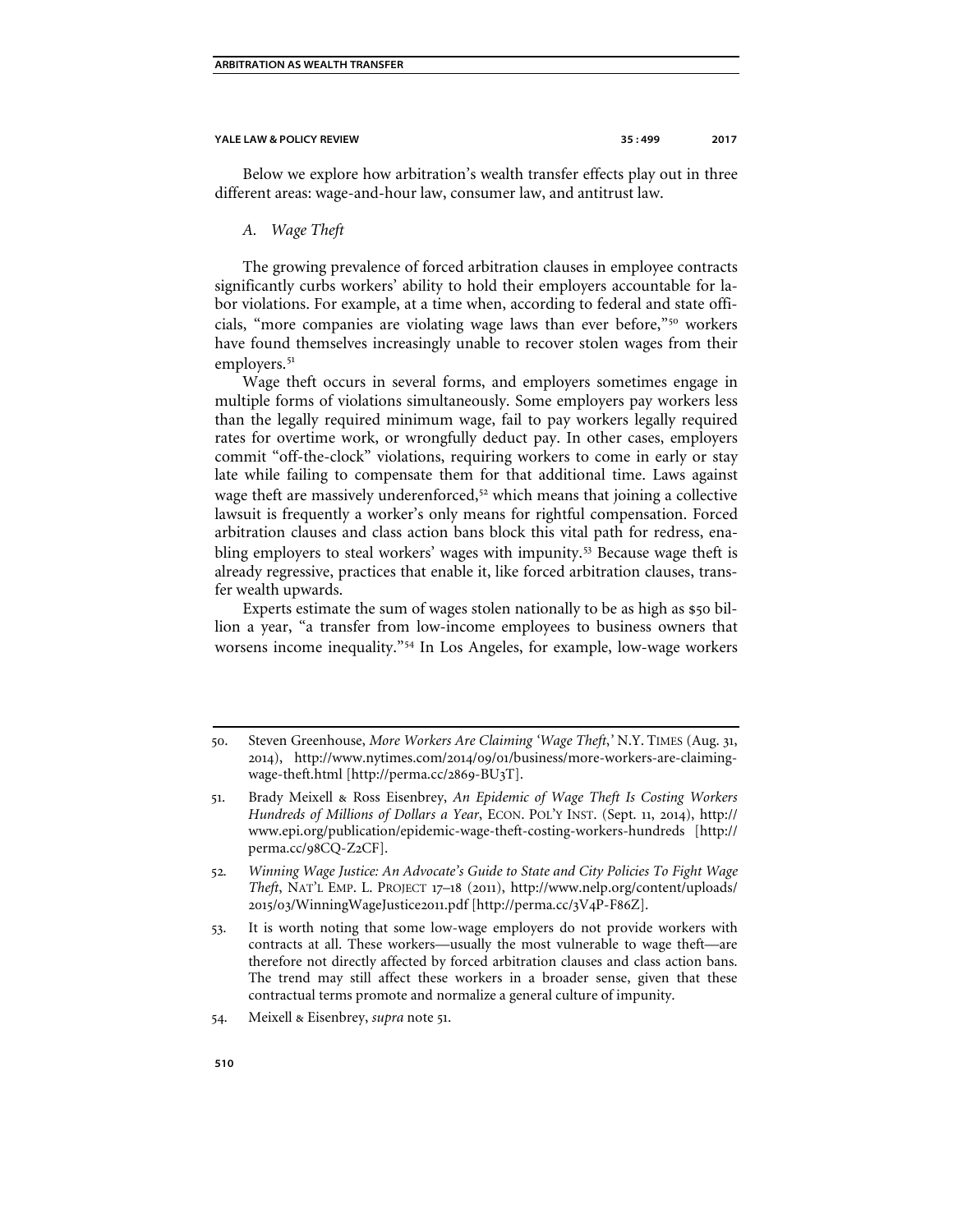Below we explore how arbitration's wealth transfer effects play out in three different areas: wage-and-hour law, consumer law, and antitrust law.

### *A. Wage Theft*

The growing prevalence of forced arbitration clauses in employee contracts significantly curbs workers' ability to hold their employers accountable for labor violations. For example, at a time when, according to federal and state officials, "more companies are violating wage laws than ever before,"[50] workers have found themselves increasingly unable to recover stolen wages from their employers.[51]

Wage theft occurs in several forms, and employers sometimes engage in multiple forms of violations simultaneously. Some employers pay workers less than the legally required minimum wage, fail to pay workers legally required rates for overtime work, or wrongfully deduct pay. In other cases, employers commit "off-the-clock" violations, requiring workers to come in early or stay late while failing to compensate them for that additional time. Laws against wage theft are massively underenforced,[52] which means that joining a collective lawsuit is frequently a worker's only means for rightful compensation. Forced arbitration clauses and class action bans block this vital path for redress, enabling employers to steal workers' wages with impunity.[53] Because wage theft is already regressive, practices that enable it, like forced arbitration clauses, transfer wealth upwards.

Experts estimate the sum of wages stolen nationally to be as high as $50 billion a year, "a transfer from low-income employees to business owners that worsens income inequality."[54] In Los Angeles, for example, low-wage workers

---

50. Steven Greenhouse, *More Workers Are Claiming 'Wage Theft,'* N.Y. TIMES (Aug. 31, 2014), http://www.nytimes.com/2014/09/01/business/more-workers-are-claiming-wage-theft.html [http://perma.cc/2869-BU3T].

51. Brady Meixell & Ross Eisenbrey, *An Epidemic of Wage Theft Is Costing Workers Hundreds of Millions of Dollars a Year*, ECON. POL'Y INST. (Sept. 11, 2014), http://www.epi.org/publication/epidemic-wage-theft-costing-workers-hundreds [http://perma.cc/98CQ-Z2CF].

52. *Winning Wage Justice: An Advocate's Guide to State and City Policies To Fight Wage Theft*, NAT'L EMP. L. PROJECT 17–18 (2011), http://www.nelp.org/content/uploads/2015/03/WinningWageJustice2011.pdf [http://perma.cc/3V4P-F86Z].

53. It is worth noting that some low-wage employers do not provide workers with contracts at all. These workers—usually the most vulnerable to wage theft—are therefore not directly affected by forced arbitration clauses and class action bans. The trend may still affect these workers in a broader sense, given that these contractual terms promote and normalize a general culture of impunity.

54. Meixell & Eisenbrey, *supra* note 51.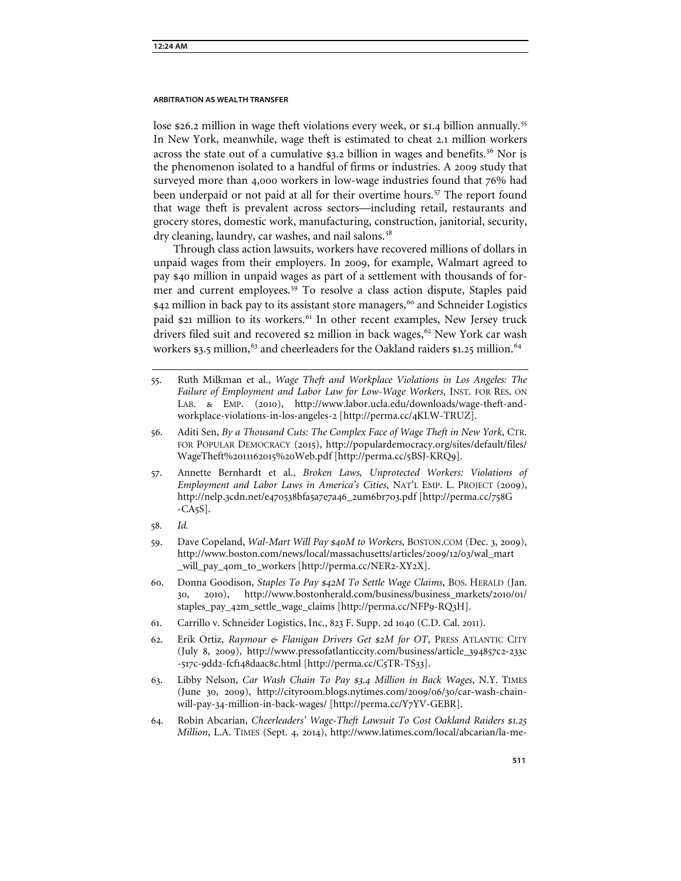lose $26.2 million in wage theft violations every week, or $1.4 billion annually.[55] In New York, meanwhile, wage theft is estimated to cheat 2.1 million workers across the state out of a cumulative $3.2 billion in wages and benefits.[56] Nor is the phenomenon isolated to a handful of firms or industries. A 2009 study that surveyed more than 4,000 workers in low-wage industries found that 76% had been underpaid or not paid at all for their overtime hours.[57] The report found that wage theft is prevalent across sectors—including retail, restaurants and grocery stores, domestic work, manufacturing, construction, janitorial, security, dry cleaning, laundry, car washes, and nail salons.[58]

Through class action lawsuits, workers have recovered millions of dollars in unpaid wages from their employers. In 2009, for example, Walmart agreed to pay $40 million in unpaid wages as part of a settlement with thousands of former and current employees.[59] To resolve a class action dispute, Staples paid $42 million in back pay to its assistant store managers,[60] and Schneider Logistics paid $21 million to its workers.[61] In other recent examples, New Jersey truck drivers filed suit and recovered $2 million in back wages,[62] New York car wash workers $3.5 million,[63] and cheerleaders for the Oakland raiders $1.25 million.[64]

55. Ruth Milkman et al., *Wage Theft and Workplace Violations in Los Angeles: The Failure of Employment and Labor Law for Low-Wage Workers*, INST. FOR RES. ON LAB. & EMP. (2010), http://www.labor.ucla.edu/downloads/wage-theft-and-workplace-violations-in-los-angeles-2 [http://perma.cc/4KLW-TRUZ].

56. Aditi Sen, *By a Thousand Cuts: The Complex Face of Wage Theft in New York*, CTR. FOR POPULAR DEMOCRACY (2015), http://populardemocracy.org/sites/default/files/WageTheft%2011162015%20Web.pdf [http://perma.cc/5BSJ-KRQ9].

57. Annette Bernhardt et al., *Broken Laws, Unprotected Workers: Violations of Employment and Labor Laws in America's Cities*, NAT'L EMP. L. PROJECT (2009), http://nelp.3cdn.net/e470538bfa5a7e7a46_2um6br7o3.pdf [http://perma.cc/758G-CA5S].

58. *Id.*

59. Dave Copeland, *Wal-Mart Will Pay $40M to Workers*, BOSTON.COM (Dec. 3, 2009), http://www.boston.com/news/local/massachusetts/articles/2009/12/03/wal_mart_will_pay_40m_to_workers [http://perma.cc/NER2-XY2X].

60. Donna Goodison, *Staples To Pay $42M To Settle Wage Claims*, BOS. HERALD (Jan. 30, 2010), http://www.bostonherald.com/business/business_markets/2010/01/staples_pay_42m_settle_wage_claims [http://perma.cc/NFP9-RQ3H].

61. Carrillo v. Schneider Logistics, Inc., 823 F. Supp. 2d 1040 (C.D. Cal. 2011).

62. Erik Ortiz, *Raymour & Flanigan Drivers Get $2M for OT*, PRESS ATLANTIC CITY (July 8, 2009), http://www.pressofatlanticcity.com/business/article_394857c2-233c-517c-9dd2-fcf148daac8c.html [http://perma.cc/C5TR-TS33].

63. Libby Nelson, *Car Wash Chain To Pay $3.4 Million in Back Wages*, N.Y. TIMES (June 30, 2009), http://cityroom.blogs.nytimes.com/2009/06/30/car-wash-chain-will-pay-34-million-in-back-wages/ [http://perma.cc/Y7YV-GEBR].

64. Robin Abcarian, *Cheerleaders' Wage-Theft Lawsuit To Cost Oakland Raiders $1.25 Million*, L.A. TIMES (Sept. 4, 2014), http://www.latimes.com/local/abcarian/la-me-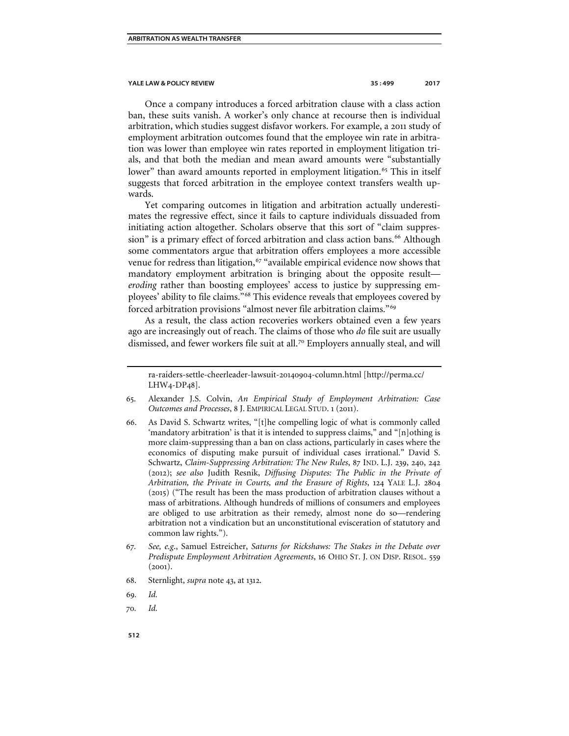Once a company introduces a forced arbitration clause with a class action ban, these suits vanish. A worker's only chance at recourse then is individual arbitration, which studies suggest disfavor workers. For example, a 2011 study of employment arbitration outcomes found that the employee win rate in arbitration was lower than employee win rates reported in employment litigation trials, and that both the median and mean award amounts were "substantially lower" than award amounts reported in employment litigation.[65] This in itself suggests that forced arbitration in the employee context transfers wealth upwards.

Yet comparing outcomes in litigation and arbitration actually underestimates the regressive effect, since it fails to capture individuals dissuaded from initiating action altogether. Scholars observe that this sort of "claim suppression" is a primary effect of forced arbitration and class action bans.[66] Although some commentators argue that arbitration offers employees a more accessible venue for redress than litigation,[67] "available empirical evidence now shows that mandatory employment arbitration is bringing about the opposite result—*eroding* rather than boosting employees' access to justice by suppressing employees' ability to file claims."[68] This evidence reveals that employees covered by forced arbitration provisions "almost never file arbitration claims."[69]

As a result, the class action recoveries workers obtained even a few years ago are increasingly out of reach. The claims of those who *do* file suit are usually dismissed, and fewer workers file suit at all.[70] Employers annually steal, and will

---

ra-raiders-settle-cheerleader-lawsuit-20140904-column.html [http://perma.cc/LHW4-DP48].

65. Alexander J.S. Colvin, *An Empirical Study of Employment Arbitration: Case Outcomes and Processes*, 8 J. EMPIRICAL LEGAL STUD. 1 (2011).

66. As David S. Schwartz writes, "[t]he compelling logic of what is commonly called 'mandatory arbitration' is that it is intended to suppress claims," and "[n]othing is more claim-suppressing than a ban on class actions, particularly in cases where the economics of disputing make pursuit of individual cases irrational." David S. Schwartz, *Claim-Suppressing Arbitration: The New Rules*, 87 IND. L.J. 239, 240, 242 (2012); *see also* Judith Resnik, *Diffusing Disputes: The Public in the Private of Arbitration, the Private in Courts, and the Erasure of Rights*, 124 YALE L.J. 2804 (2015) ("The result has been the mass production of arbitration clauses without a mass of arbitrations. Although hundreds of millions of consumers and employees are obliged to use arbitration as their remedy, almost none do so—rendering arbitration not a vindication but an unconstitutional evisceration of statutory and common law rights.").

67. *See, e.g.*, Samuel Estreicher, *Saturns for Rickshaws: The Stakes in the Debate over Predispute Employment Arbitration Agreements*, 16 OHIO ST. J. ON DISP. RESOL. 559 (2001).

68. Sternlight, *supra* note 43, at 1312.

69. *Id.*

70. *Id.*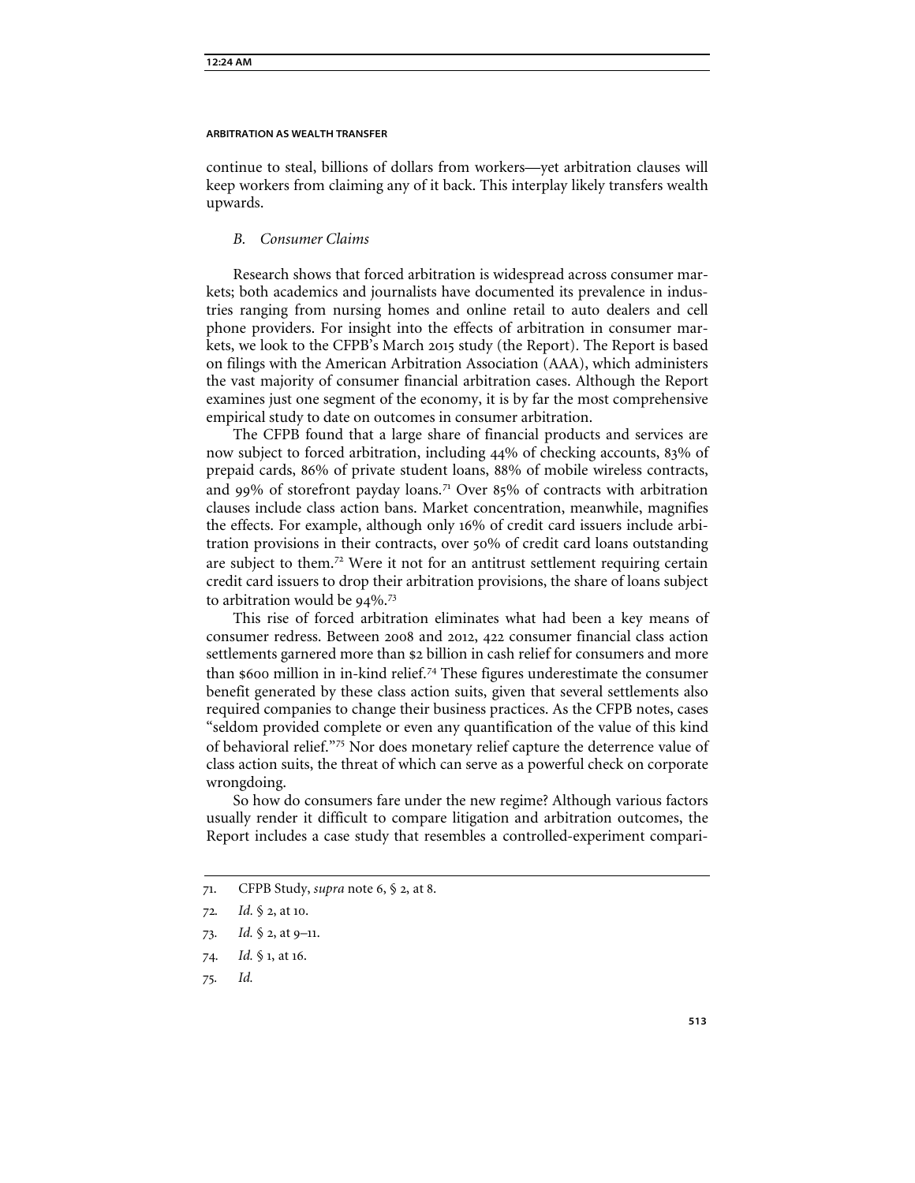continue to steal, billions of dollars from workers—yet arbitration clauses will keep workers from claiming any of it back. This interplay likely transfers wealth upwards.

### *B. Consumer Claims*

Research shows that forced arbitration is widespread across consumer markets; both academics and journalists have documented its prevalence in industries ranging from nursing homes and online retail to auto dealers and cell phone providers. For insight into the effects of arbitration in consumer markets, we look to the CFPB's March 2015 study (the Report). The Report is based on filings with the American Arbitration Association (AAA), which administers the vast majority of consumer financial arbitration cases. Although the Report examines just one segment of the economy, it is by far the most comprehensive empirical study to date on outcomes in consumer arbitration.

The CFPB found that a large share of financial products and services are now subject to forced arbitration, including 44% of checking accounts, 83% of prepaid cards, 86% of private student loans, 88% of mobile wireless contracts, and 99% of storefront payday loans.[71] Over 85% of contracts with arbitration clauses include class action bans. Market concentration, meanwhile, magnifies the effects. For example, although only 16% of credit card issuers include arbitration provisions in their contracts, over 50% of credit card loans outstanding are subject to them.[72] Were it not for an antitrust settlement requiring certain credit card issuers to drop their arbitration provisions, the share of loans subject to arbitration would be 94%.[73]

This rise of forced arbitration eliminates what had been a key means of consumer redress. Between 2008 and 2012, 422 consumer financial class action settlements garnered more than $2 billion in cash relief for consumers and more than $600 million in in-kind relief.[74] These figures underestimate the consumer benefit generated by these class action suits, given that several settlements also required companies to change their business practices. As the CFPB notes, cases "seldom provided complete or even any quantification of the value of this kind of behavioral relief."[75] Nor does monetary relief capture the deterrence value of class action suits, the threat of which can serve as a powerful check on corporate wrongdoing.

So how do consumers fare under the new regime? Although various factors usually render it difficult to compare litigation and arbitration outcomes, the Report includes a case study that resembles a controlled-experiment compari-

---

71. CFPB Study, *supra* note 6, § 2, at 8.
72. *Id.* § 2, at 10.
73. *Id.* § 2, at 9–11.
74. *Id.* § 1, at 16.
75. *Id.*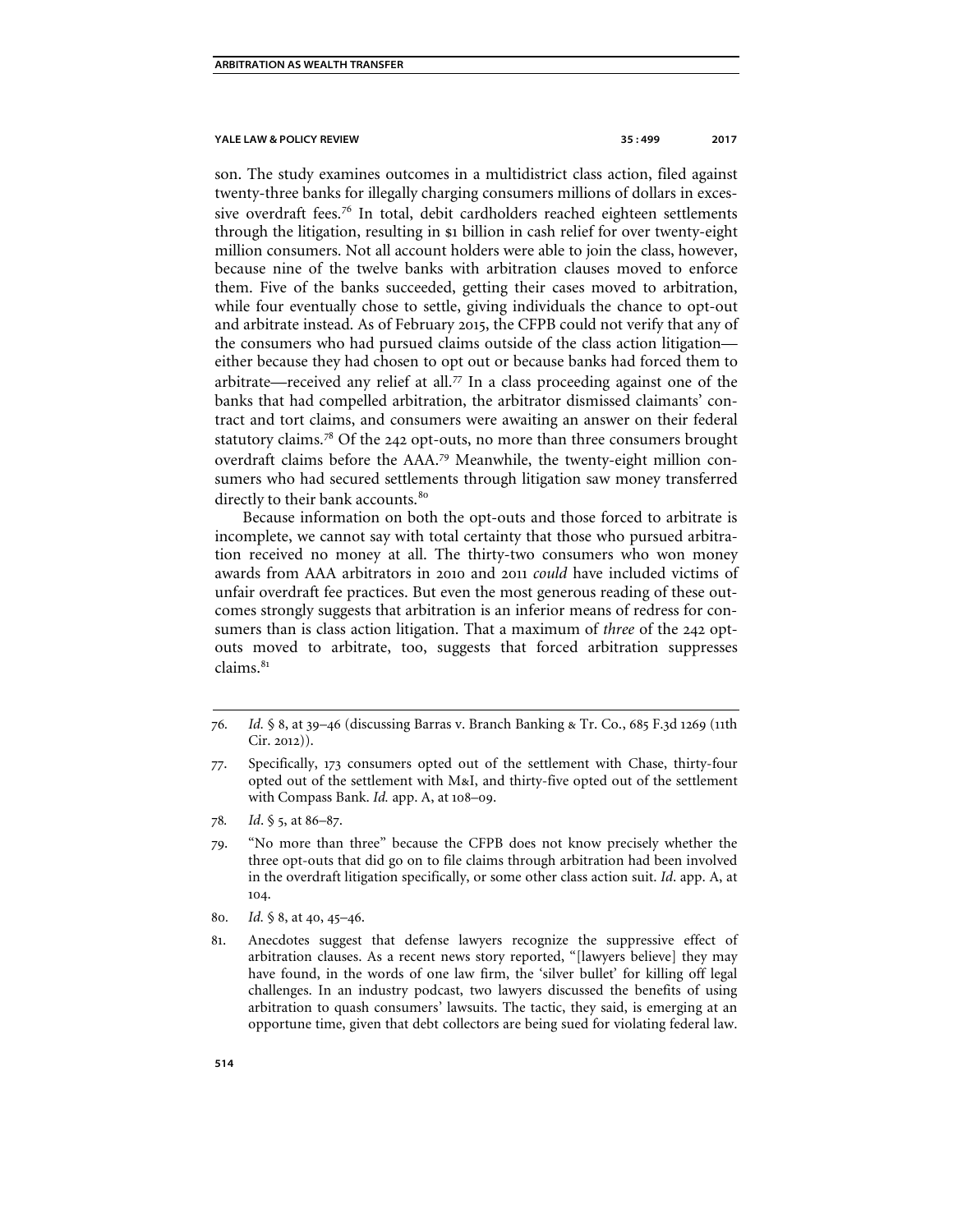son. The study examines outcomes in a multidistrict class action, filed against twenty-three banks for illegally charging consumers millions of dollars in excessive overdraft fees.[76] In total, debit cardholders reached eighteen settlements through the litigation, resulting in $1 billion in cash relief for over twenty-eight million consumers. Not all account holders were able to join the class, however, because nine of the twelve banks with arbitration clauses moved to enforce them. Five of the banks succeeded, getting their cases moved to arbitration, while four eventually chose to settle, giving individuals the chance to opt-out and arbitrate instead. As of February 2015, the CFPB could not verify that any of the consumers who had pursued claims outside of the class action litigation—either because they had chosen to opt out or because banks had forced them to arbitrate—received any relief at all.[77] In a class proceeding against one of the banks that had compelled arbitration, the arbitrator dismissed claimants' contract and tort claims, and consumers were awaiting an answer on their federal statutory claims.[78] Of the 242 opt-outs, no more than three consumers brought overdraft claims before the AAA.[79] Meanwhile, the twenty-eight million consumers who had secured settlements through litigation saw money transferred directly to their bank accounts.[80]

Because information on both the opt-outs and those forced to arbitrate is incomplete, we cannot say with total certainty that those who pursued arbitration received no money at all. The thirty-two consumers who won money awards from AAA arbitrators in 2010 and 2011 *could* have included victims of unfair overdraft fee practices. But even the most generous reading of these outcomes strongly suggests that arbitration is an inferior means of redress for consumers than is class action litigation. That a maximum of *three* of the 242 opt-outs moved to arbitrate, too, suggests that forced arbitration suppresses claims.[81]

---

76. *Id.* § 8, at 39–46 (discussing Barras v. Branch Banking & Tr. Co., 685 F.3d 1269 (11th Cir. 2012)).

77. Specifically, 173 consumers opted out of the settlement with Chase, thirty-four opted out of the settlement with M&I, and thirty-five opted out of the settlement with Compass Bank. *Id.* app. A, at 108–09.

78. *Id*. § 5, at 86–87.

79. "No more than three" because the CFPB does not know precisely whether the three opt-outs that did go on to file claims through arbitration had been involved in the overdraft litigation specifically, or some other class action suit. *Id*. app. A, at 104.

80. *Id.* § 8, at 40, 45–46.

81. Anecdotes suggest that defense lawyers recognize the suppressive effect of arbitration clauses. As a recent news story reported, "[lawyers believe] they may have found, in the words of one law firm, the 'silver bullet' for killing off legal challenges. In an industry podcast, two lawyers discussed the benefits of using arbitration to quash consumers' lawsuits. The tactic, they said, is emerging at an opportune time, given that debt collectors are being sued for violating federal law.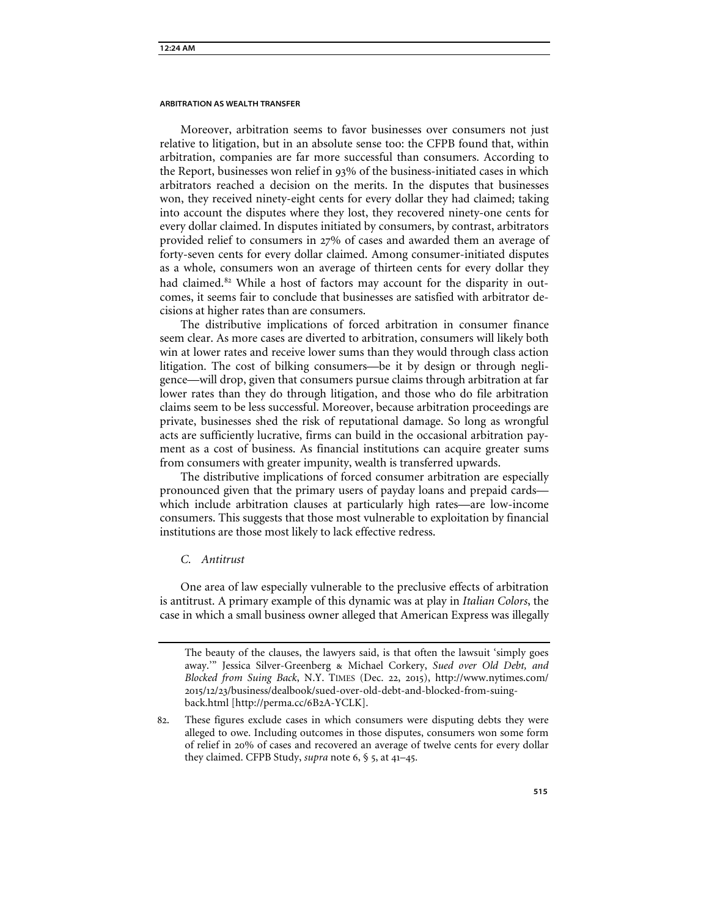Moreover, arbitration seems to favor businesses over consumers not just relative to litigation, but in an absolute sense too: the CFPB found that, within arbitration, companies are far more successful than consumers. According to the Report, businesses won relief in 93% of the business-initiated cases in which arbitrators reached a decision on the merits. In the disputes that businesses won, they received ninety-eight cents for every dollar they had claimed; taking into account the disputes where they lost, they recovered ninety-one cents for every dollar claimed. In disputes initiated by consumers, by contrast, arbitrators provided relief to consumers in 27% of cases and awarded them an average of forty-seven cents for every dollar claimed. Among consumer-initiated disputes as a whole, consumers won an average of thirteen cents for every dollar they had claimed.[82] While a host of factors may account for the disparity in outcomes, it seems fair to conclude that businesses are satisfied with arbitrator decisions at higher rates than are consumers.

The distributive implications of forced arbitration in consumer finance seem clear. As more cases are diverted to arbitration, consumers will likely both win at lower rates and receive lower sums than they would through class action litigation. The cost of bilking consumers—be it by design or through negligence—will drop, given that consumers pursue claims through arbitration at far lower rates than they do through litigation, and those who do file arbitration claims seem to be less successful. Moreover, because arbitration proceedings are private, businesses shed the risk of reputational damage. So long as wrongful acts are sufficiently lucrative, firms can build in the occasional arbitration payment as a cost of business. As financial institutions can acquire greater sums from consumers with greater impunity, wealth is transferred upwards.

The distributive implications of forced consumer arbitration are especially pronounced given that the primary users of payday loans and prepaid cards—which include arbitration clauses at particularly high rates—are low-income consumers. This suggests that those most vulnerable to exploitation by financial institutions are those most likely to lack effective redress.

### *C. Antitrust*

One area of law especially vulnerable to the preclusive effects of arbitration is antitrust. A primary example of this dynamic was at play in *Italian Colors*, the case in which a small business owner alleged that American Express was illegally

---

The beauty of the clauses, the lawyers said, is that often the lawsuit 'simply goes away.'" Jessica Silver-Greenberg & Michael Corkery, *Sued over Old Debt, and Blocked from Suing Back*, N.Y. TIMES (Dec. 22, 2015), http://www.nytimes.com/2015/12/23/business/dealbook/sued-over-old-debt-and-blocked-from-suing-back.html [http://perma.cc/6B2A-YCLK].

82. These figures exclude cases in which consumers were disputing debts they were alleged to owe. Including outcomes in those disputes, consumers won some form of relief in 20% of cases and recovered an average of twelve cents for every dollar they claimed. CFPB Study, *supra* note 6, § 5, at 41–45.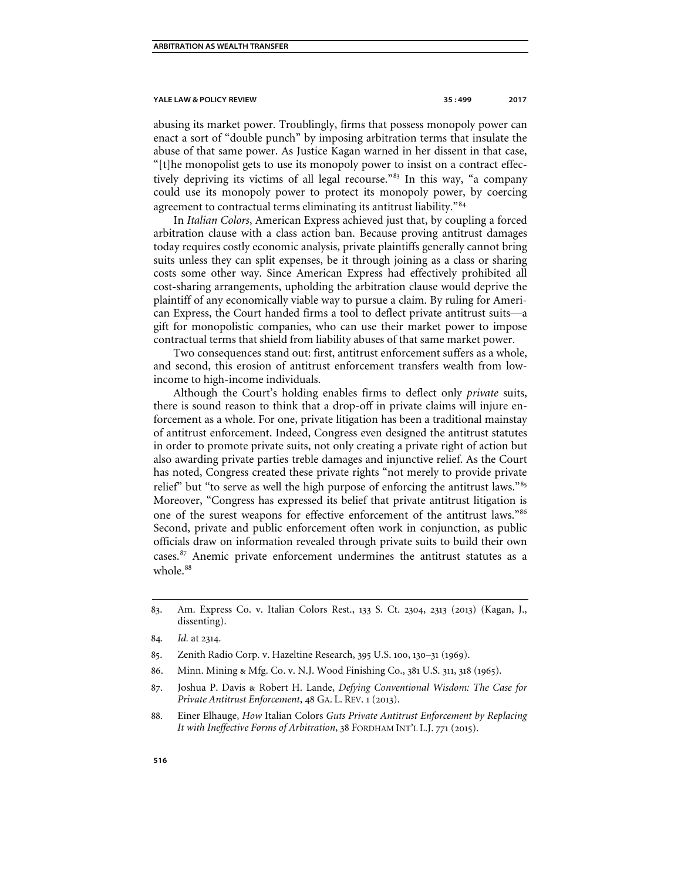abusing its market power. Troublingly, firms that possess monopoly power can enact a sort of "double punch" by imposing arbitration terms that insulate the abuse of that same power. As Justice Kagan warned in her dissent in that case, "[t]he monopolist gets to use its monopoly power to insist on a contract effectively depriving its victims of all legal recourse."[83] In this way, "a company could use its monopoly power to protect its monopoly power, by coercing agreement to contractual terms eliminating its antitrust liability."[84]

In *Italian Colors*, American Express achieved just that, by coupling a forced arbitration clause with a class action ban. Because proving antitrust damages today requires costly economic analysis, private plaintiffs generally cannot bring suits unless they can split expenses, be it through joining as a class or sharing costs some other way. Since American Express had effectively prohibited all cost-sharing arrangements, upholding the arbitration clause would deprive the plaintiff of any economically viable way to pursue a claim. By ruling for American Express, the Court handed firms a tool to deflect private antitrust suits—a gift for monopolistic companies, who can use their market power to impose contractual terms that shield from liability abuses of that same market power.

Two consequences stand out: first, antitrust enforcement suffers as a whole, and second, this erosion of antitrust enforcement transfers wealth from low-income to high-income individuals.

Although the Court's holding enables firms to deflect only *private* suits, there is sound reason to think that a drop-off in private claims will injure enforcement as a whole. For one, private litigation has been a traditional mainstay of antitrust enforcement. Indeed, Congress even designed the antitrust statutes in order to promote private suits, not only creating a private right of action but also awarding private parties treble damages and injunctive relief. As the Court has noted, Congress created these private rights "not merely to provide private relief" but "to serve as well the high purpose of enforcing the antitrust laws."[85] Moreover, "Congress has expressed its belief that private antitrust litigation is one of the surest weapons for effective enforcement of the antitrust laws."[86] Second, private and public enforcement often work in conjunction, as public officials draw on information revealed through private suits to build their own cases.[87] Anemic private enforcement undermines the antitrust statutes as a whole.[88]

---

83. Am. Express Co. v. Italian Colors Rest., 133 S. Ct. 2304, 2313 (2013) (Kagan, J., dissenting).

84. *Id.* at 2314.

85. Zenith Radio Corp. v. Hazeltine Research, 395 U.S. 100, 130–31 (1969).

86. Minn. Mining & Mfg. Co. v. N.J. Wood Finishing Co., 381 U.S. 311, 318 (1965).

87. Joshua P. Davis & Robert H. Lande, *Defying Conventional Wisdom: The Case for Private Antitrust Enforcement*, 48 GA. L. REV. 1 (2013).

88. Einer Elhauge, *How* Italian Colors *Guts Private Antitrust Enforcement by Replacing It with Ineffective Forms of Arbitration*, 38 FORDHAM INT'L L.J. 771 (2015).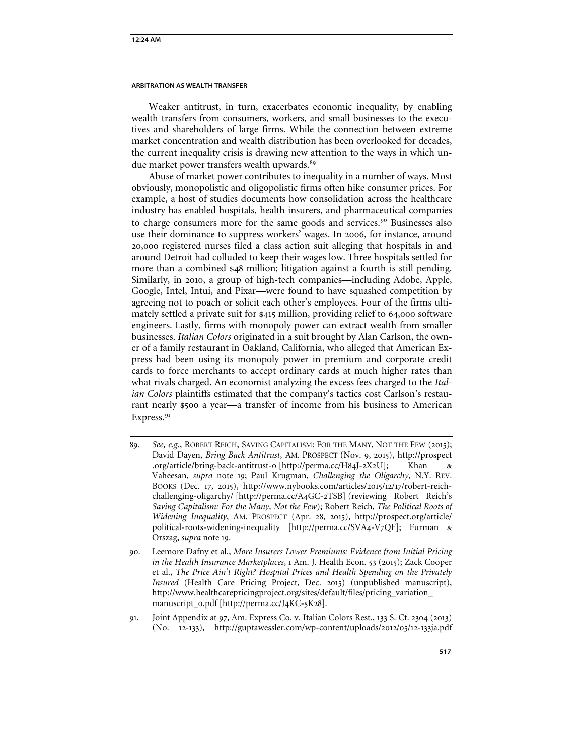Weaker antitrust, in turn, exacerbates economic inequality, by enabling wealth transfers from consumers, workers, and small businesses to the executives and shareholders of large firms. While the connection between extreme market concentration and wealth distribution has been overlooked for decades, the current inequality crisis is drawing new attention to the ways in which undue market power transfers wealth upwards.[89]

Abuse of market power contributes to inequality in a number of ways. Most obviously, monopolistic and oligopolistic firms often hike consumer prices. For example, a host of studies documents how consolidation across the healthcare industry has enabled hospitals, health insurers, and pharmaceutical companies to charge consumers more for the same goods and services.[90] Businesses also use their dominance to suppress workers' wages. In 2006, for instance, around 20,000 registered nurses filed a class action suit alleging that hospitals in and around Detroit had colluded to keep their wages low. Three hospitals settled for more than a combined $48 million; litigation against a fourth is still pending. Similarly, in 2010, a group of high-tech companies—including Adobe, Apple, Google, Intel, Intui, and Pixar—were found to have squashed competition by agreeing not to poach or solicit each other's employees. Four of the firms ultimately settled a private suit for $415 million, providing relief to 64,000 software engineers. Lastly, firms with monopoly power can extract wealth from smaller businesses. *Italian Colors* originated in a suit brought by Alan Carlson, the owner of a family restaurant in Oakland, California, who alleged that American Express had been using its monopoly power in premium and corporate credit cards to force merchants to accept ordinary cards at much higher rates than what rivals charged. An economist analyzing the excess fees charged to the *Italian Colors* plaintiffs estimated that the company's tactics cost Carlson's restaurant nearly $500 a year—a transfer of income from his business to American Express.[91]

---

89. *See, e.g.*, ROBERT REICH, SAVING CAPITALISM: FOR THE MANY, NOT THE FEW (2015); David Dayen, *Bring Back Antitrust*, AM. PROSPECT (Nov. 9, 2015), http://prospect.org/article/bring-back-antitrust-0 [http://perma.cc/H84J-2X2U]; Khan & Vaheesan, *supra* note 19; Paul Krugman, *Challenging the Oligarchy*, N.Y. REV. BOOKS (Dec. 17, 2015), http://www.nybooks.com/articles/2015/12/17/robert-reich-challenging-oligarchy/ [http://perma.cc/A4GC-2TSB] (reviewing Robert Reich's *Saving Capitalism: For the Many, Not the Few*); Robert Reich, *The Political Roots of Widening Inequality*, AM. PROSPECT (Apr. 28, 2015), http://prospect.org/article/political-roots-widening-inequality [http://perma.cc/SVA4-V7QF]; Furman & Orszag, *supra* note 19.

90. Leemore Dafny et al., *More Insurers Lower Premiums: Evidence from Initial Pricing in the Health Insurance Marketplaces*, 1 Am. J. Health Econ. 53 (2015); Zack Cooper et al., *The Price Ain't Right? Hospital Prices and Health Spending on the Privately Insured* (Health Care Pricing Project, Dec. 2015) (unpublished manuscript), http://www.healthcarepricingproject.org/sites/default/files/pricing_variation_manuscript_0.pdf [http://perma.cc/J4KC-5K28].

91. Joint Appendix at 97, Am. Express Co. v. Italian Colors Rest., 133 S. Ct. 2304 (2013) (No. 12-133), http://guptawessler.com/wp-content/uploads/2012/05/12-133ja.pdf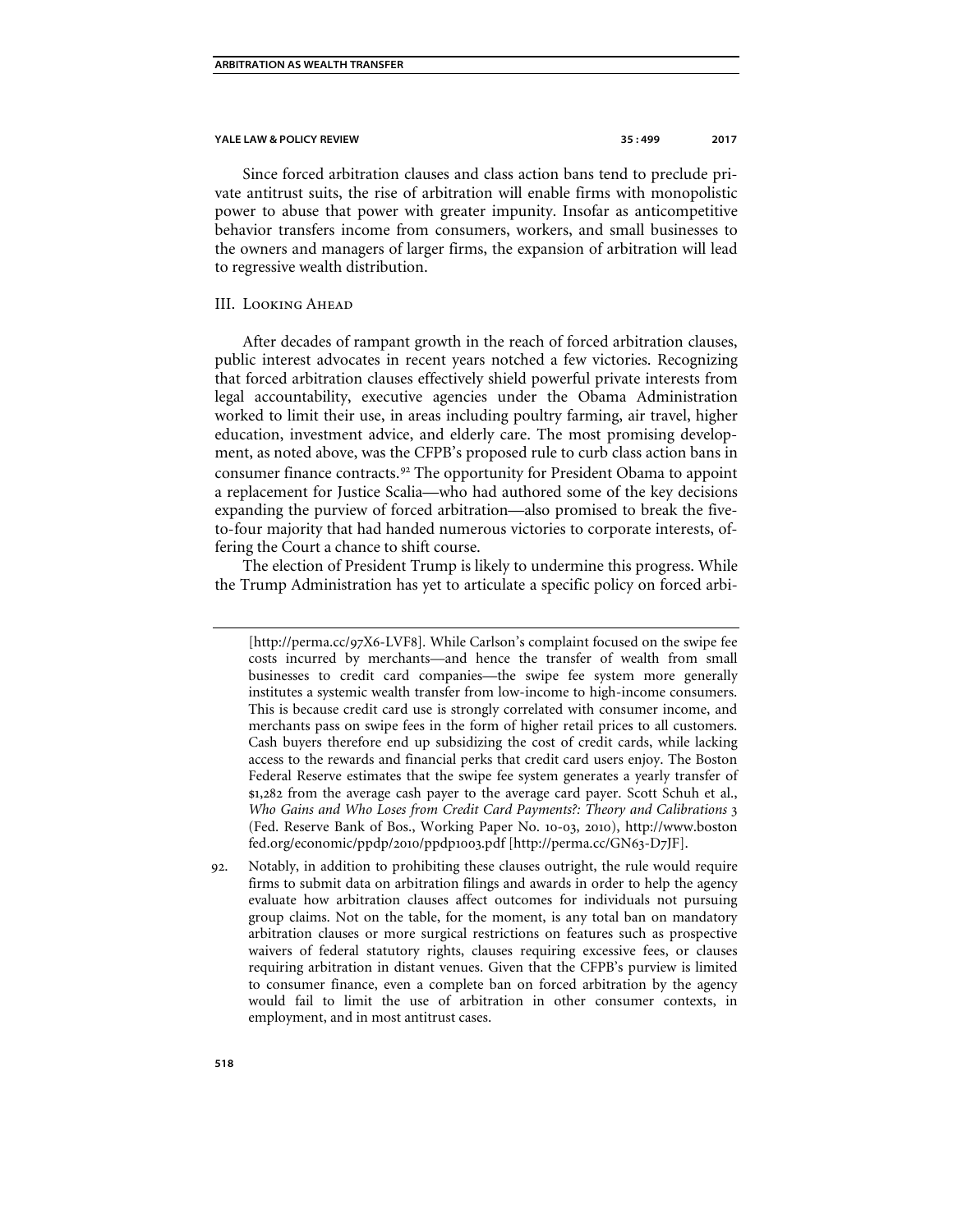Since forced arbitration clauses and class action bans tend to preclude private antitrust suits, the rise of arbitration will enable firms with monopolistic power to abuse that power with greater impunity. Insofar as anticompetitive behavior transfers income from consumers, workers, and small businesses to the owners and managers of larger firms, the expansion of arbitration will lead to regressive wealth distribution.

## III. Looking Ahead

After decades of rampant growth in the reach of forced arbitration clauses, public interest advocates in recent years notched a few victories. Recognizing that forced arbitration clauses effectively shield powerful private interests from legal accountability, executive agencies under the Obama Administration worked to limit their use, in areas including poultry farming, air travel, higher education, investment advice, and elderly care. The most promising development, as noted above, was the CFPB's proposed rule to curb class action bans in consumer finance contracts.[92] The opportunity for President Obama to appoint a replacement for Justice Scalia—who had authored some of the key decisions expanding the purview of forced arbitration—also promised to break the five-to-four majority that had handed numerous victories to corporate interests, offering the Court a chance to shift course.

The election of President Trump is likely to undermine this progress. While the Trump Administration has yet to articulate a specific policy on forced arbi-

---

[http://perma.cc/97X6-LVF8]. While Carlson's complaint focused on the swipe fee costs incurred by merchants—and hence the transfer of wealth from small businesses to credit card companies—the swipe fee system more generally institutes a systemic wealth transfer from low-income to high-income consumers. This is because credit card use is strongly correlated with consumer income, and merchants pass on swipe fees in the form of higher retail prices to all customers. Cash buyers therefore end up subsidizing the cost of credit cards, while lacking access to the rewards and financial perks that credit card users enjoy. The Boston Federal Reserve estimates that the swipe fee system generates a yearly transfer of $1,282 from the average cash payer to the average card payer. Scott Schuh et al., *Who Gains and Who Loses from Credit Card Payments?: Theory and Calibrations* 3 (Fed. Reserve Bank of Bos., Working Paper No. 10-03, 2010), http://www.bostonfed.org/economic/ppdp/2010/ppdp1003.pdf [http://perma.cc/GN63-D7JF].

92. Notably, in addition to prohibiting these clauses outright, the rule would require firms to submit data on arbitration filings and awards in order to help the agency evaluate how arbitration clauses affect outcomes for individuals not pursuing group claims. Not on the table, for the moment, is any total ban on mandatory arbitration clauses or more surgical restrictions on features such as prospective waivers of federal statutory rights, clauses requiring excessive fees, or clauses requiring arbitration in distant venues. Given that the CFPB's purview is limited to consumer finance, even a complete ban on forced arbitration by the agency would fail to limit the use of arbitration in other consumer contexts, in employment, and in most antitrust cases.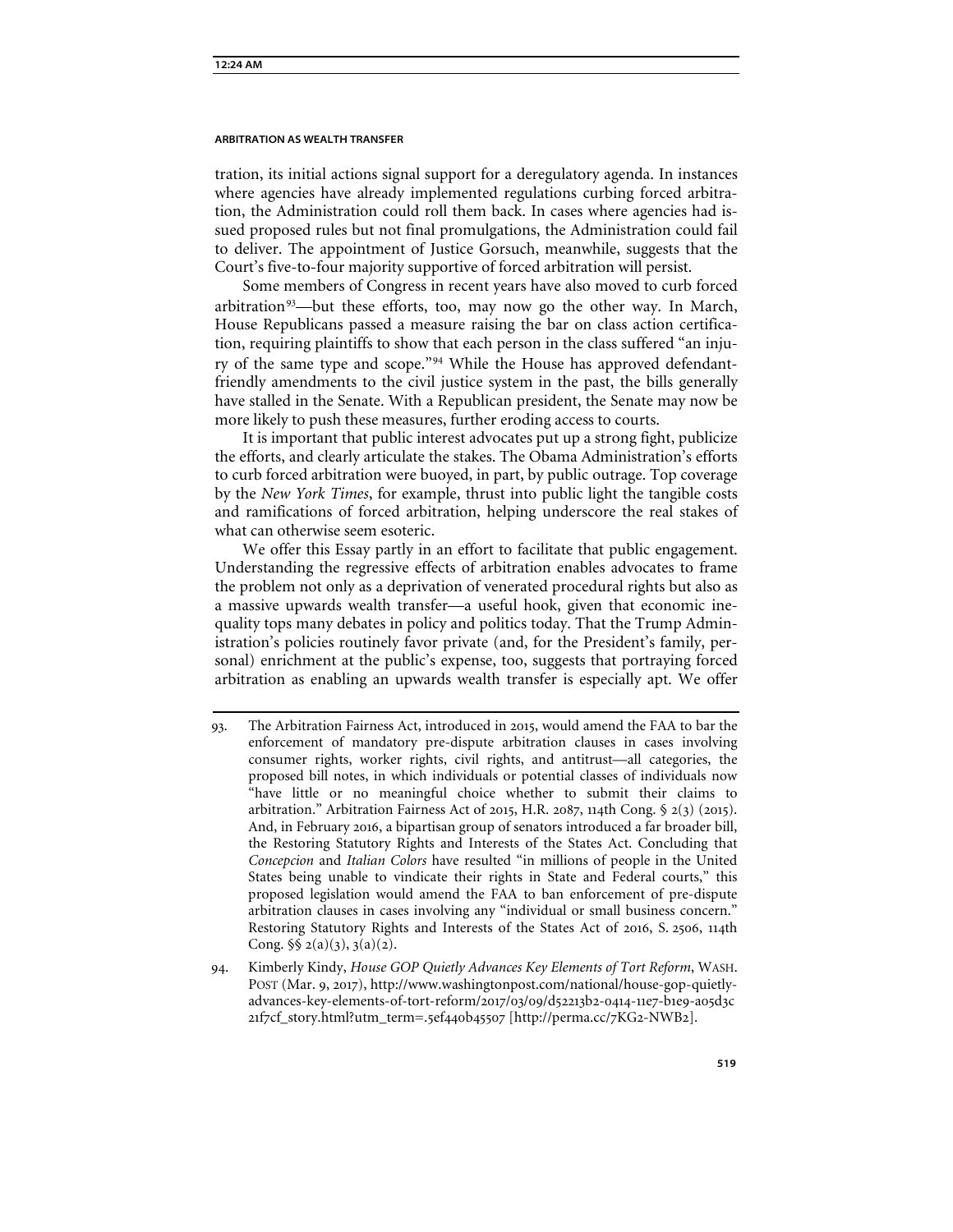tration, its initial actions signal support for a deregulatory agenda. In instances where agencies have already implemented regulations curbing forced arbitration, the Administration could roll them back. In cases where agencies had issued proposed rules but not final promulgations, the Administration could fail to deliver. The appointment of Justice Gorsuch, meanwhile, suggests that the Court's five-to-four majority supportive of forced arbitration will persist.

Some members of Congress in recent years have also moved to curb forced arbitration[93]—but these efforts, too, may now go the other way. In March, House Republicans passed a measure raising the bar on class action certification, requiring plaintiffs to show that each person in the class suffered "an injury of the same type and scope."[94] While the House has approved defendant-friendly amendments to the civil justice system in the past, the bills generally have stalled in the Senate. With a Republican president, the Senate may now be more likely to push these measures, further eroding access to courts.

It is important that public interest advocates put up a strong fight, publicize the efforts, and clearly articulate the stakes. The Obama Administration's efforts to curb forced arbitration were buoyed, in part, by public outrage. Top coverage by the *New York Times*, for example, thrust into public light the tangible costs and ramifications of forced arbitration, helping underscore the real stakes of what can otherwise seem esoteric.

We offer this Essay partly in an effort to facilitate that public engagement. Understanding the regressive effects of arbitration enables advocates to frame the problem not only as a deprivation of venerated procedural rights but also as a massive upwards wealth transfer—a useful hook, given that economic inequality tops many debates in policy and politics today. That the Trump Administration's policies routinely favor private (and, for the President's family, personal) enrichment at the public's expense, too, suggests that portraying forced arbitration as enabling an upwards wealth transfer is especially apt. We offer

---

93. The Arbitration Fairness Act, introduced in 2015, would amend the FAA to bar the enforcement of mandatory pre-dispute arbitration clauses in cases involving consumer rights, worker rights, civil rights, and antitrust—all categories, the proposed bill notes, in which individuals or potential classes of individuals now "have little or no meaningful choice whether to submit their claims to arbitration." Arbitration Fairness Act of 2015, H.R. 2087, 114th Cong. § 2(3) (2015). And, in February 2016, a bipartisan group of senators introduced a far broader bill, the Restoring Statutory Rights and Interests of the States Act. Concluding that *Concepcion* and *Italian Colors* have resulted "in millions of people in the United States being unable to vindicate their rights in State and Federal courts," this proposed legislation would amend the FAA to ban enforcement of pre-dispute arbitration clauses in cases involving any "individual or small business concern." Restoring Statutory Rights and Interests of the States Act of 2016, S. 2506, 114th Cong. §§ 2(a)(3), 3(a)(2).

94. Kimberly Kindy, *House GOP Quietly Advances Key Elements of Tort Reform*, WASH. POST (Mar. 9, 2017), http://www.washingtonpost.com/national/house-gop-quietly-advances-key-elements-of-tort-reform/2017/03/09/d52213b2-0414-11e7-b1e9-a05d3c21f7cf_story.html?utm_term=.5ef440b45507 [http://perma.cc/7KG2-NWB2].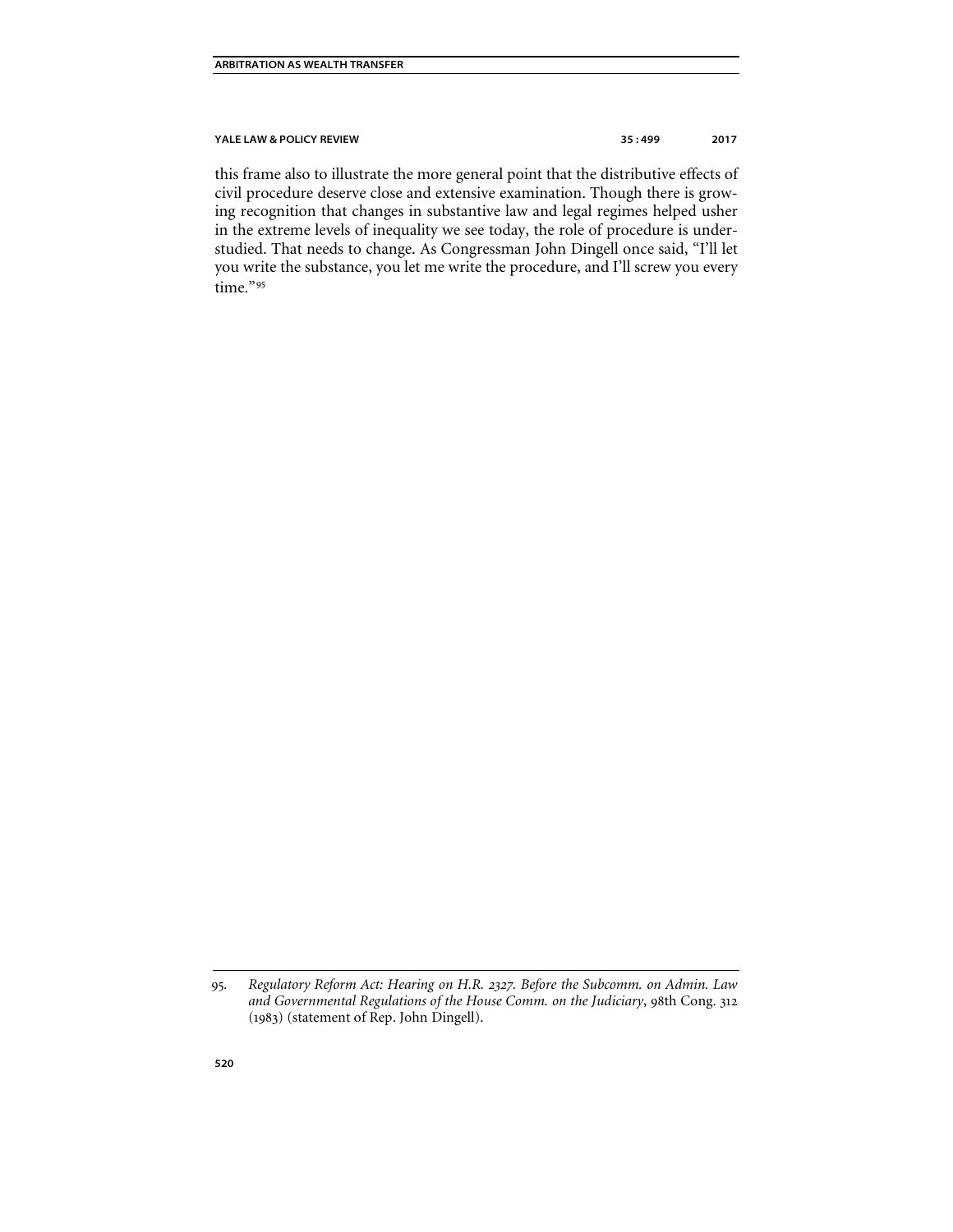this frame also to illustrate the more general point that the distributive effects of civil procedure deserve close and extensive examination. Though there is growing recognition that changes in substantive law and legal regimes helped usher in the extreme levels of inequality we see today, the role of procedure is understudied. That needs to change. As Congressman John Dingell once said, "I'll let you write the substance, you let me write the procedure, and I'll screw you every time."[95]

---

95. *Regulatory Reform Act: Hearing on H.R. 2327. Before the Subcomm. on Admin. Law and Governmental Regulations of the House Comm. on the Judiciary*, 98th Cong. 312 (1983) (statement of Rep. John Dingell).